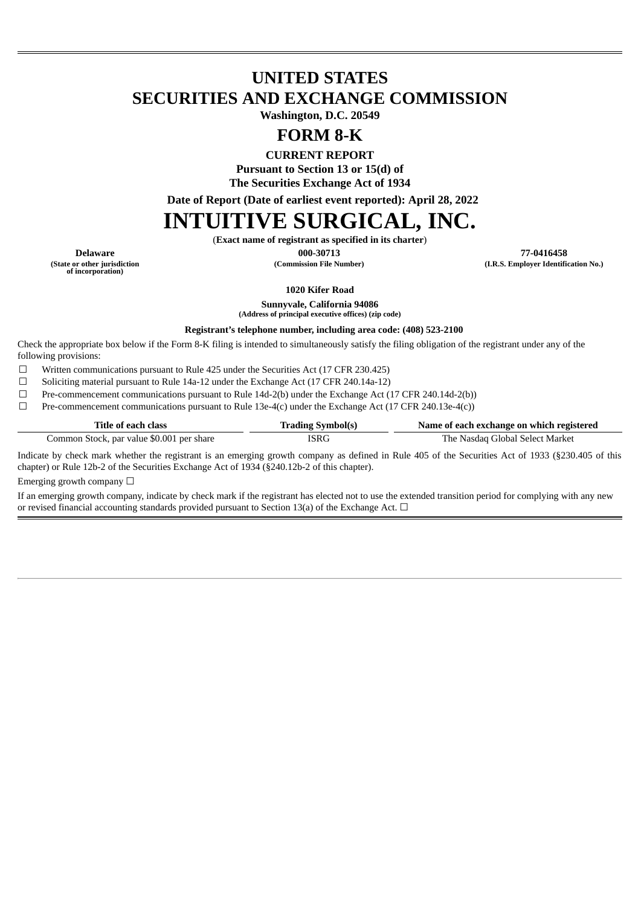# UNITED STATES
# SECURITIES AND EXCHANGE COMMISSION

**Washington, D.C. 20549**

# FORM 8-K

**CURRENT REPORT**

**Pursuant to Section 13 or 15(d) of**

**The Securities Exchange Act of 1934**

**Date of Report (Date of earliest event reported): April 28, 2022**

# INTUITIVE SURGICAL, INC.

(**Exact name of registrant as specified in its charter**)

| Delaware | 000-30713 | 77-0416458 |
|---|---|---|
| (State or other jurisdiction of incorporation) | (Commission File Number) | (I.R.S. Employer Identification No.) |

**1020 Kifer Road**

**Sunnyvale, California 94086**

**(Address of principal executive offices) (zip code)**

**Registrant's telephone number, including area code: (408) 523-2100**

Check the appropriate box below if the Form 8-K filing is intended to simultaneously satisfy the filing obligation of the registrant under any of the following provisions:

☐ Written communications pursuant to Rule 425 under the Securities Act (17 CFR 230.425)

☐ Soliciting material pursuant to Rule 14a-12 under the Exchange Act (17 CFR 240.14a-12)

☐ Pre-commencement communications pursuant to Rule 14d-2(b) under the Exchange Act (17 CFR 240.14d-2(b))

☐ Pre-commencement communications pursuant to Rule 13e-4(c) under the Exchange Act (17 CFR 240.13e-4(c))

| Title of each class | Trading Symbol(s) | Name of each exchange on which registered |
|---|---|---|
| Common Stock, par value $0.001 per share | ISRG | The Nasdaq Global Select Market |

Indicate by check mark whether the registrant is an emerging growth company as defined in Rule 405 of the Securities Act of 1933 (§230.405 of this chapter) or Rule 12b-2 of the Securities Exchange Act of 1934 (§240.12b-2 of this chapter).

Emerging growth company ☐

If an emerging growth company, indicate by check mark if the registrant has elected not to use the extended transition period for complying with any new or revised financial accounting standards provided pursuant to Section 13(a) of the Exchange Act. ☐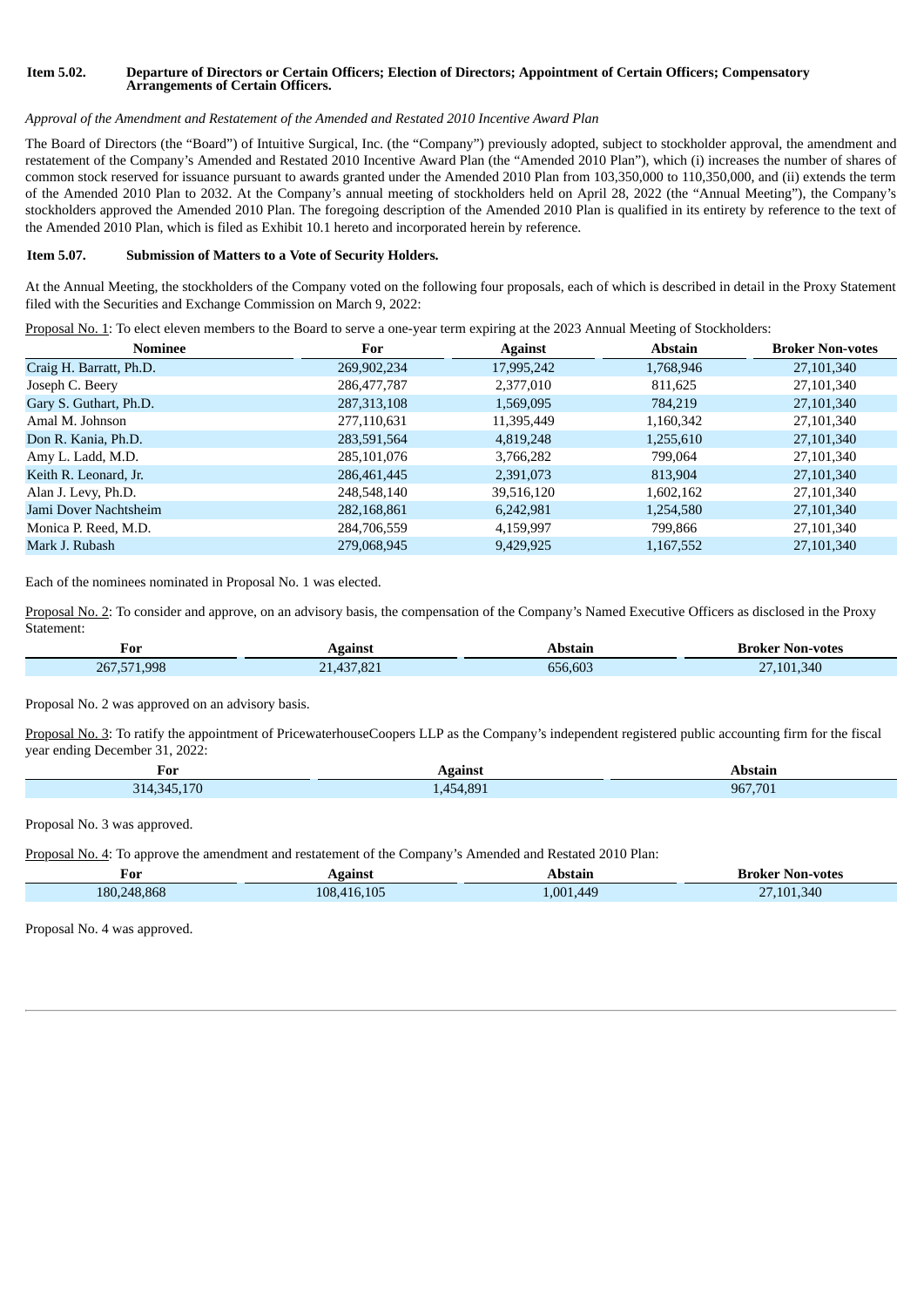**Item 5.02. Departure of Directors or Certain Officers; Election of Directors; Appointment of Certain Officers; Compensatory Arrangements of Certain Officers.**

*Approval of the Amendment and Restatement of the Amended and Restated 2010 Incentive Award Plan*

The Board of Directors (the "Board") of Intuitive Surgical, Inc. (the "Company") previously adopted, subject to stockholder approval, the amendment and restatement of the Company's Amended and Restated 2010 Incentive Award Plan (the "Amended 2010 Plan"), which (i) increases the number of shares of common stock reserved for issuance pursuant to awards granted under the Amended 2010 Plan from 103,350,000 to 110,350,000, and (ii) extends the term of the Amended 2010 Plan to 2032. At the Company's annual meeting of stockholders held on April 28, 2022 (the "Annual Meeting"), the Company's stockholders approved the Amended 2010 Plan. The foregoing description of the Amended 2010 Plan is qualified in its entirety by reference to the text of the Amended 2010 Plan, which is filed as Exhibit 10.1 hereto and incorporated herein by reference.

**Item 5.07. Submission of Matters to a Vote of Security Holders.**

At the Annual Meeting, the stockholders of the Company voted on the following four proposals, each of which is described in detail in the Proxy Statement filed with the Securities and Exchange Commission on March 9, 2022:

Proposal No. 1: To elect eleven members to the Board to serve a one-year term expiring at the 2023 Annual Meeting of Stockholders:

| Nominee | For | Against | Abstain | Broker Non-votes |
|---|---|---|---|---|
| Craig H. Barratt, Ph.D. | 269,902,234 | 17,995,242 | 1,768,946 | 27,101,340 |
| Joseph C. Beery | 286,477,787 | 2,377,010 | 811,625 | 27,101,340 |
| Gary S. Guthart, Ph.D. | 287,313,108 | 1,569,095 | 784,219 | 27,101,340 |
| Amal M. Johnson | 277,110,631 | 11,395,449 | 1,160,342 | 27,101,340 |
| Don R. Kania, Ph.D. | 283,591,564 | 4,819,248 | 1,255,610 | 27,101,340 |
| Amy L. Ladd, M.D. | 285,101,076 | 3,766,282 | 799,064 | 27,101,340 |
| Keith R. Leonard, Jr. | 286,461,445 | 2,391,073 | 813,904 | 27,101,340 |
| Alan J. Levy, Ph.D. | 248,548,140 | 39,516,120 | 1,602,162 | 27,101,340 |
| Jami Dover Nachtsheim | 282,168,861 | 6,242,981 | 1,254,580 | 27,101,340 |
| Monica P. Reed, M.D. | 284,706,559 | 4,159,997 | 799,866 | 27,101,340 |
| Mark J. Rubash | 279,068,945 | 9,429,925 | 1,167,552 | 27,101,340 |

Each of the nominees nominated in Proposal No. 1 was elected.

Proposal No. 2: To consider and approve, on an advisory basis, the compensation of the Company's Named Executive Officers as disclosed in the Proxy Statement:

| For | Against | Abstain | Broker Non-votes |
|---|---|---|---|
| 267,571,998 | 21,437,821 | 656,603 | 27,101,340 |

Proposal No. 2 was approved on an advisory basis.

Proposal No. 3: To ratify the appointment of PricewaterhouseCoopers LLP as the Company's independent registered public accounting firm for the fiscal year ending December 31, 2022:

| For | Against | Abstain |
|---|---|---|
| 314,345,170 | 1,454,891 | 967,701 |

Proposal No. 3 was approved.

Proposal No. 4: To approve the amendment and restatement of the Company's Amended and Restated 2010 Plan:

| For | Against | Abstain | Broker Non-votes |
|---|---|---|---|
| 180,248,868 | 108,416,105 | 1,001,449 | 27,101,340 |

Proposal No. 4 was approved.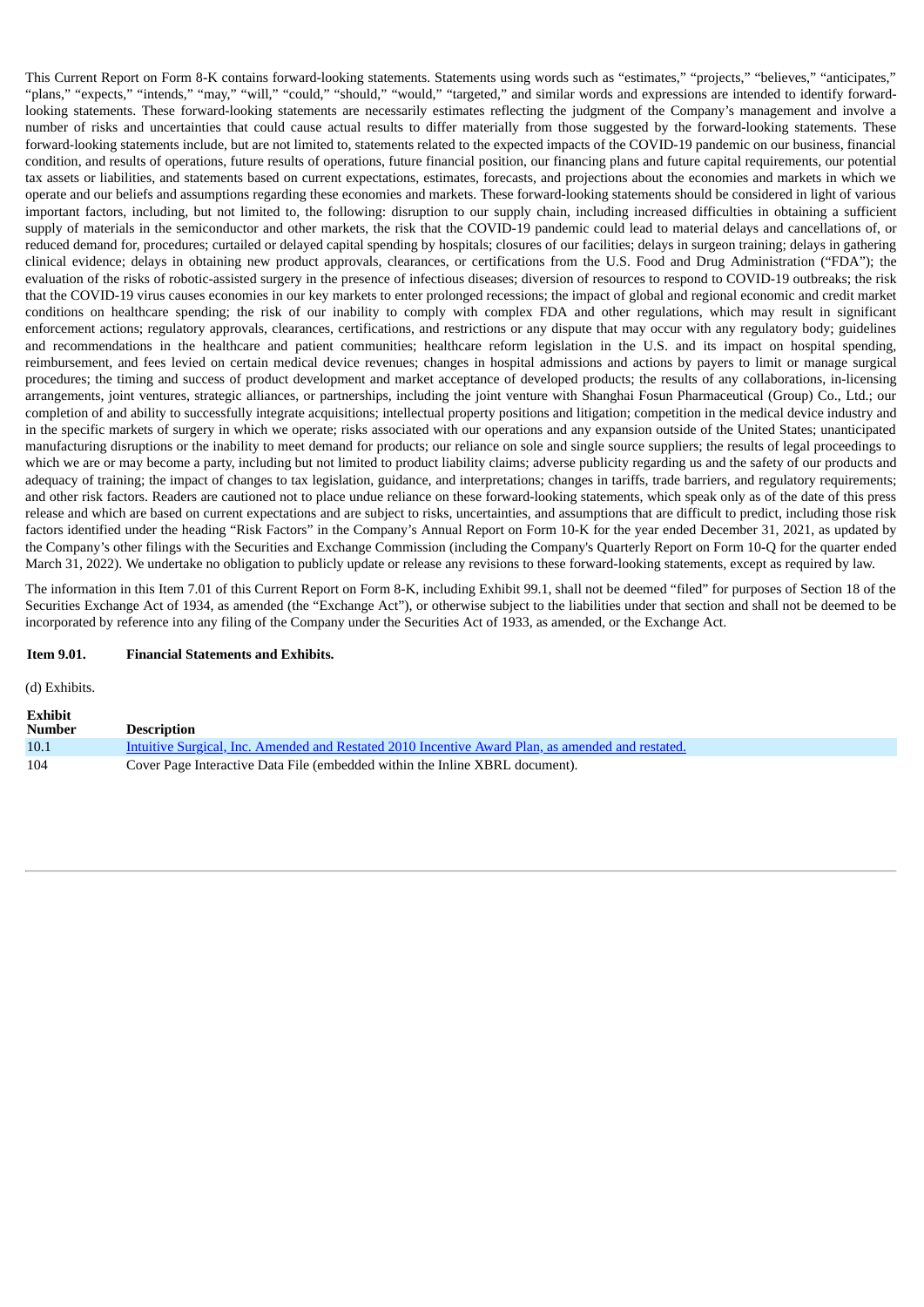This Current Report on Form 8-K contains forward-looking statements. Statements using words such as "estimates," "projects," "believes," "anticipates," "plans," "expects," "intends," "may," "will," "could," "should," "would," "targeted," and similar words and expressions are intended to identify forward-looking statements. These forward-looking statements are necessarily estimates reflecting the judgment of the Company's management and involve a number of risks and uncertainties that could cause actual results to differ materially from those suggested by the forward-looking statements. These forward-looking statements include, but are not limited to, statements related to the expected impacts of the COVID-19 pandemic on our business, financial condition, and results of operations, future results of operations, future financial position, our financing plans and future capital requirements, our potential tax assets or liabilities, and statements based on current expectations, estimates, forecasts, and projections about the economies and markets in which we operate and our beliefs and assumptions regarding these economies and markets. These forward-looking statements should be considered in light of various important factors, including, but not limited to, the following: disruption to our supply chain, including increased difficulties in obtaining a sufficient supply of materials in the semiconductor and other markets, the risk that the COVID-19 pandemic could lead to material delays and cancellations of, or reduced demand for, procedures; curtailed or delayed capital spending by hospitals; closures of our facilities; delays in surgeon training; delays in gathering clinical evidence; delays in obtaining new product approvals, clearances, or certifications from the U.S. Food and Drug Administration ("FDA"); the evaluation of the risks of robotic-assisted surgery in the presence of infectious diseases; diversion of resources to respond to COVID-19 outbreaks; the risk that the COVID-19 virus causes economies in our key markets to enter prolonged recessions; the impact of global and regional economic and credit market conditions on healthcare spending; the risk of our inability to comply with complex FDA and other regulations, which may result in significant enforcement actions; regulatory approvals, clearances, certifications, and restrictions or any dispute that may occur with any regulatory body; guidelines and recommendations in the healthcare and patient communities; healthcare reform legislation in the U.S. and its impact on hospital spending, reimbursement, and fees levied on certain medical device revenues; changes in hospital admissions and actions by payers to limit or manage surgical procedures; the timing and success of product development and market acceptance of developed products; the results of any collaborations, in-licensing arrangements, joint ventures, strategic alliances, or partnerships, including the joint venture with Shanghai Fosun Pharmaceutical (Group) Co., Ltd.; our completion of and ability to successfully integrate acquisitions; intellectual property positions and litigation; competition in the medical device industry and in the specific markets of surgery in which we operate; risks associated with our operations and any expansion outside of the United States; unanticipated manufacturing disruptions or the inability to meet demand for products; our reliance on sole and single source suppliers; the results of legal proceedings to which we are or may become a party, including but not limited to product liability claims; adverse publicity regarding us and the safety of our products and adequacy of training; the impact of changes to tax legislation, guidance, and interpretations; changes in tariffs, trade barriers, and regulatory requirements; and other risk factors. Readers are cautioned not to place undue reliance on these forward-looking statements, which speak only as of the date of this press release and which are based on current expectations and are subject to risks, uncertainties, and assumptions that are difficult to predict, including those risk factors identified under the heading "Risk Factors" in the Company's Annual Report on Form 10-K for the year ended December 31, 2021, as updated by the Company's other filings with the Securities and Exchange Commission (including the Company's Quarterly Report on Form 10-Q for the quarter ended March 31, 2022). We undertake no obligation to publicly update or release any revisions to these forward-looking statements, except as required by law.

The information in this Item 7.01 of this Current Report on Form 8-K, including Exhibit 99.1, shall not be deemed "filed" for purposes of Section 18 of the Securities Exchange Act of 1934, as amended (the "Exchange Act"), or otherwise subject to the liabilities under that section and shall not be deemed to be incorporated by reference into any filing of the Company under the Securities Act of 1933, as amended, or the Exchange Act.

**Item 9.01. Financial Statements and Exhibits.**

(d) Exhibits.

| Exhibit Number | Description |
|---|---|
| 10.1 | Intuitive Surgical, Inc. Amended and Restated 2010 Incentive Award Plan, as amended and restated. |
| 104 | Cover Page Interactive Data File (embedded within the Inline XBRL document). |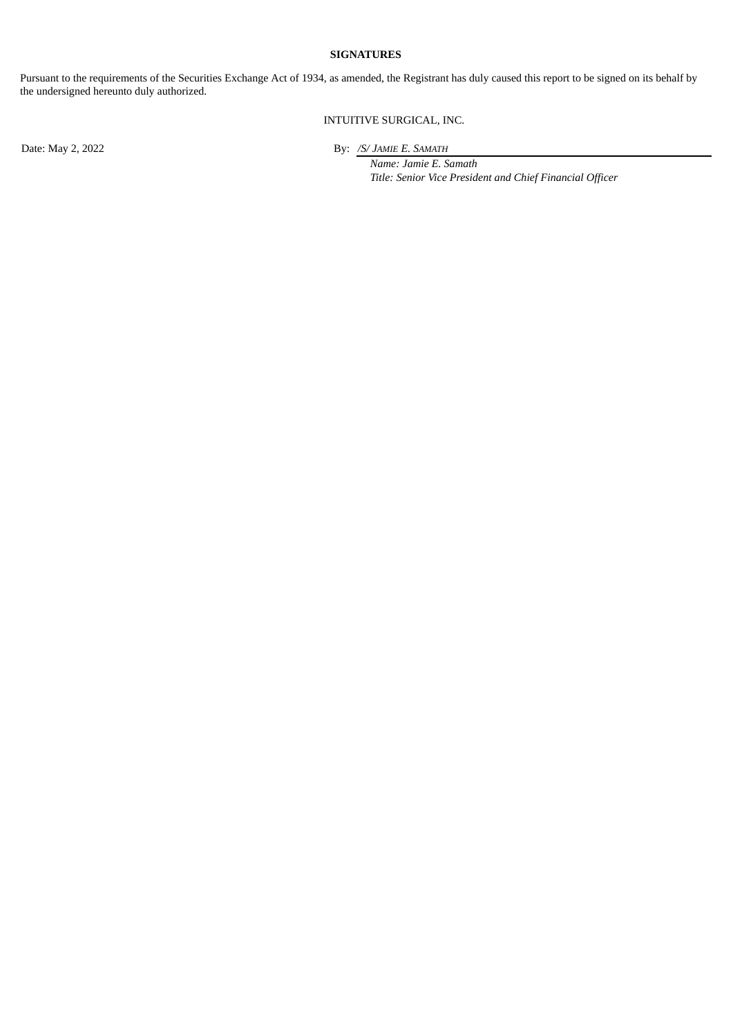**SIGNATURES**

Pursuant to the requirements of the Securities Exchange Act of 1934, as amended, the Registrant has duly caused this report to be signed on its behalf by the undersigned hereunto duly authorized.

INTUITIVE SURGICAL, INC.

Date: May 2, 2022

By: */S/ JAMIE E. SAMATH*

*Name: Jamie E. Samath*

*Title: Senior Vice President and Chief Financial Officer*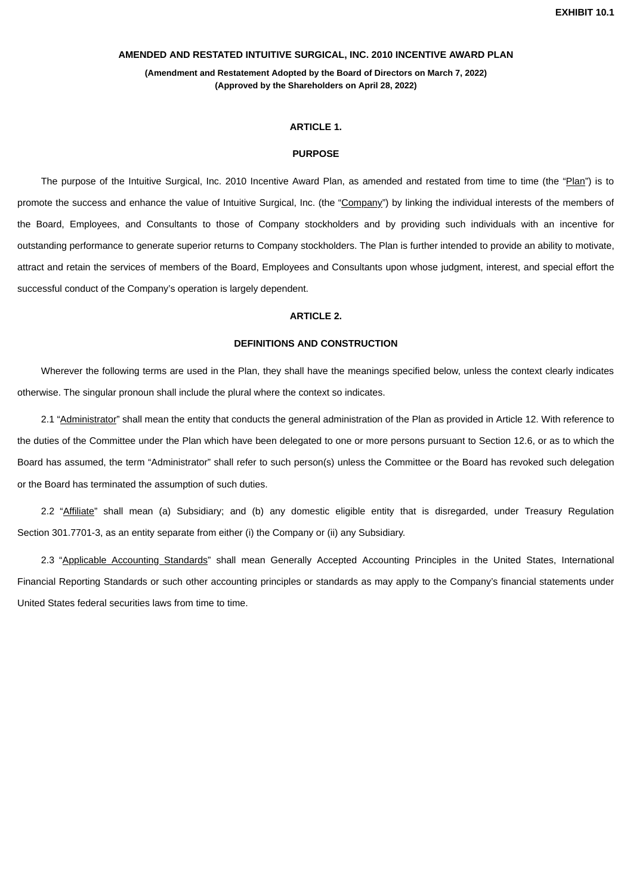EXHIBIT 10.1

# AMENDED AND RESTATED INTUITIVE SURGICAL, INC. 2010 INCENTIVE AWARD PLAN

**(Amendment and Restatement Adopted by the Board of Directors on March 7, 2022)**
**(Approved by the Shareholders on April 28, 2022)**

## ARTICLE 1.

## PURPOSE

The purpose of the Intuitive Surgical, Inc. 2010 Incentive Award Plan, as amended and restated from time to time (the "Plan") is to promote the success and enhance the value of Intuitive Surgical, Inc. (the "Company") by linking the individual interests of the members of the Board, Employees, and Consultants to those of Company stockholders and by providing such individuals with an incentive for outstanding performance to generate superior returns to Company stockholders. The Plan is further intended to provide an ability to motivate, attract and retain the services of members of the Board, Employees and Consultants upon whose judgment, interest, and special effort the successful conduct of the Company's operation is largely dependent.

## ARTICLE 2.

## DEFINITIONS AND CONSTRUCTION

Wherever the following terms are used in the Plan, they shall have the meanings specified below, unless the context clearly indicates otherwise. The singular pronoun shall include the plural where the context so indicates.

2.1 "Administrator" shall mean the entity that conducts the general administration of the Plan as provided in Article 12. With reference to the duties of the Committee under the Plan which have been delegated to one or more persons pursuant to Section 12.6, or as to which the Board has assumed, the term "Administrator" shall refer to such person(s) unless the Committee or the Board has revoked such delegation or the Board has terminated the assumption of such duties.

2.2 "Affiliate" shall mean (a) Subsidiary; and (b) any domestic eligible entity that is disregarded, under Treasury Regulation Section 301.7701-3, as an entity separate from either (i) the Company or (ii) any Subsidiary.

2.3 "Applicable Accounting Standards" shall mean Generally Accepted Accounting Principles in the United States, International Financial Reporting Standards or such other accounting principles or standards as may apply to the Company's financial statements under United States federal securities laws from time to time.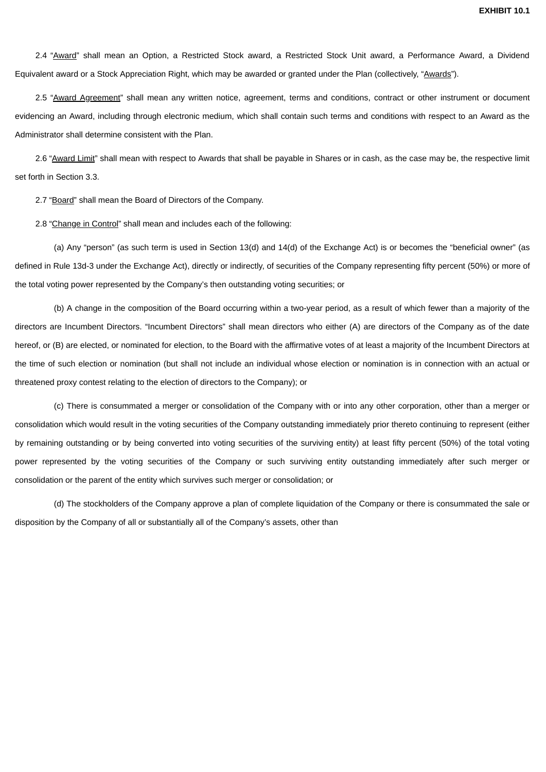2.4 "Award" shall mean an Option, a Restricted Stock award, a Restricted Stock Unit award, a Performance Award, a Dividend Equivalent award or a Stock Appreciation Right, which may be awarded or granted under the Plan (collectively, "Awards").

2.5 "Award Agreement" shall mean any written notice, agreement, terms and conditions, contract or other instrument or document evidencing an Award, including through electronic medium, which shall contain such terms and conditions with respect to an Award as the Administrator shall determine consistent with the Plan.

2.6 "Award Limit" shall mean with respect to Awards that shall be payable in Shares or in cash, as the case may be, the respective limit set forth in Section 3.3.

2.7 "Board" shall mean the Board of Directors of the Company.

2.8 "Change in Control" shall mean and includes each of the following:

(a) Any "person" (as such term is used in Section 13(d) and 14(d) of the Exchange Act) is or becomes the "beneficial owner" (as defined in Rule 13d-3 under the Exchange Act), directly or indirectly, of securities of the Company representing fifty percent (50%) or more of the total voting power represented by the Company's then outstanding voting securities; or

(b) A change in the composition of the Board occurring within a two-year period, as a result of which fewer than a majority of the directors are Incumbent Directors. "Incumbent Directors" shall mean directors who either (A) are directors of the Company as of the date hereof, or (B) are elected, or nominated for election, to the Board with the affirmative votes of at least a majority of the Incumbent Directors at the time of such election or nomination (but shall not include an individual whose election or nomination is in connection with an actual or threatened proxy contest relating to the election of directors to the Company); or

(c) There is consummated a merger or consolidation of the Company with or into any other corporation, other than a merger or consolidation which would result in the voting securities of the Company outstanding immediately prior thereto continuing to represent (either by remaining outstanding or by being converted into voting securities of the surviving entity) at least fifty percent (50%) of the total voting power represented by the voting securities of the Company or such surviving entity outstanding immediately after such merger or consolidation or the parent of the entity which survives such merger or consolidation; or

(d) The stockholders of the Company approve a plan of complete liquidation of the Company or there is consummated the sale or disposition by the Company of all or substantially all of the Company's assets, other than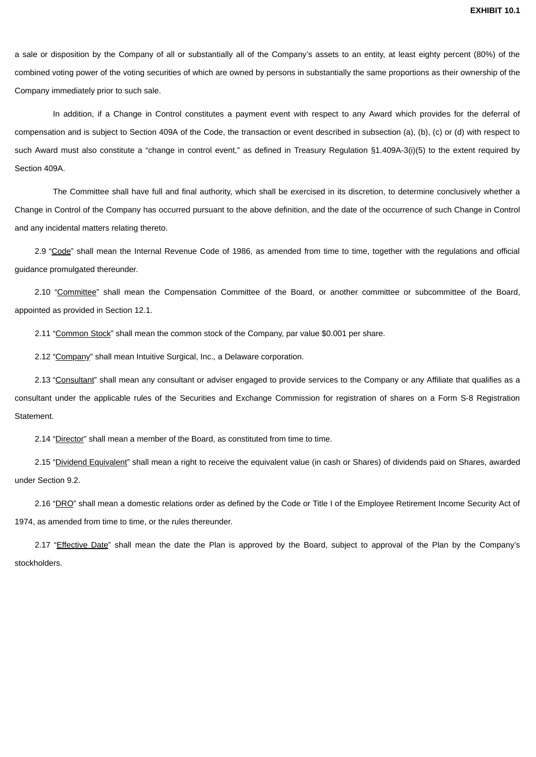a sale or disposition by the Company of all or substantially all of the Company's assets to an entity, at least eighty percent (80%) of the combined voting power of the voting securities of which are owned by persons in substantially the same proportions as their ownership of the Company immediately prior to such sale.

In addition, if a Change in Control constitutes a payment event with respect to any Award which provides for the deferral of compensation and is subject to Section 409A of the Code, the transaction or event described in subsection (a), (b), (c) or (d) with respect to such Award must also constitute a "change in control event," as defined in Treasury Regulation §1.409A-3(i)(5) to the extent required by Section 409A.

The Committee shall have full and final authority, which shall be exercised in its discretion, to determine conclusively whether a Change in Control of the Company has occurred pursuant to the above definition, and the date of the occurrence of such Change in Control and any incidental matters relating thereto.

2.9 "Code" shall mean the Internal Revenue Code of 1986, as amended from time to time, together with the regulations and official guidance promulgated thereunder.

2.10 "Committee" shall mean the Compensation Committee of the Board, or another committee or subcommittee of the Board, appointed as provided in Section 12.1.

2.11 "Common Stock" shall mean the common stock of the Company, par value $0.001 per share.

2.12 "Company" shall mean Intuitive Surgical, Inc., a Delaware corporation.

2.13 "Consultant" shall mean any consultant or adviser engaged to provide services to the Company or any Affiliate that qualifies as a consultant under the applicable rules of the Securities and Exchange Commission for registration of shares on a Form S-8 Registration Statement.

2.14 "Director" shall mean a member of the Board, as constituted from time to time.

2.15 "Dividend Equivalent" shall mean a right to receive the equivalent value (in cash or Shares) of dividends paid on Shares, awarded under Section 9.2.

2.16 "DRO" shall mean a domestic relations order as defined by the Code or Title I of the Employee Retirement Income Security Act of 1974, as amended from time to time, or the rules thereunder.

2.17 "Effective Date" shall mean the date the Plan is approved by the Board, subject to approval of the Plan by the Company's stockholders.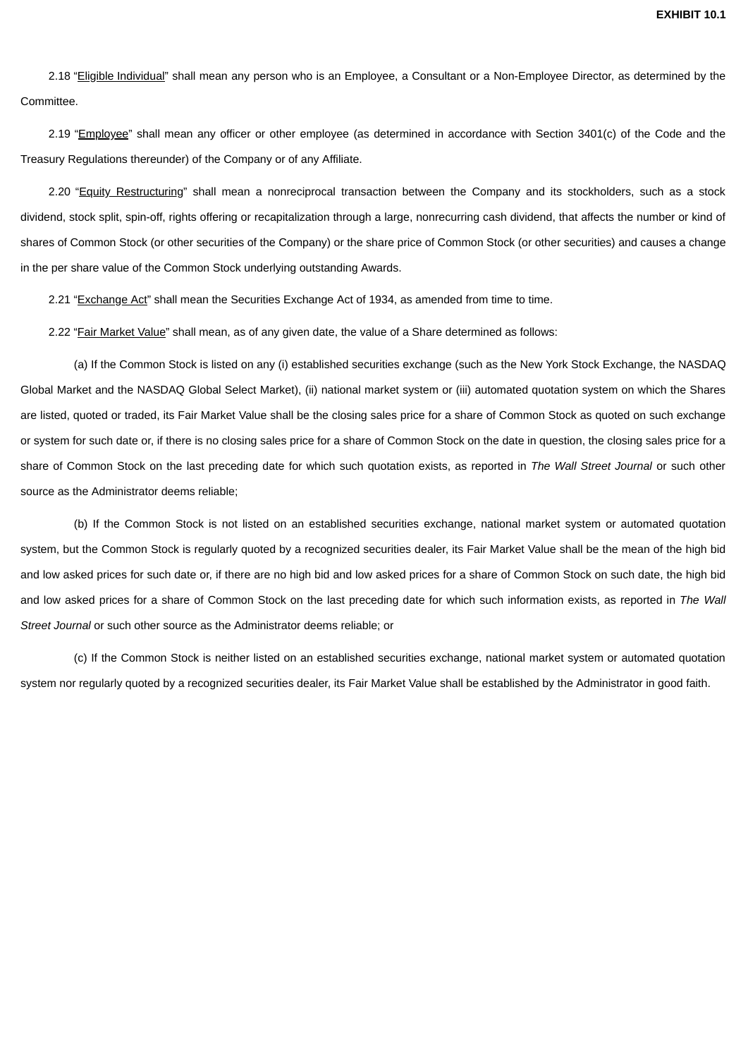2.18 “Eligible Individual” shall mean any person who is an Employee, a Consultant or a Non-Employee Director, as determined by the Committee.

2.19 “Employee” shall mean any officer or other employee (as determined in accordance with Section 3401(c) of the Code and the Treasury Regulations thereunder) of the Company or of any Affiliate.

2.20 “Equity Restructuring” shall mean a nonreciprocal transaction between the Company and its stockholders, such as a stock dividend, stock split, spin-off, rights offering or recapitalization through a large, nonrecurring cash dividend, that affects the number or kind of shares of Common Stock (or other securities of the Company) or the share price of Common Stock (or other securities) and causes a change in the per share value of the Common Stock underlying outstanding Awards.

2.21 “Exchange Act” shall mean the Securities Exchange Act of 1934, as amended from time to time.

2.22 “Fair Market Value” shall mean, as of any given date, the value of a Share determined as follows:

(a) If the Common Stock is listed on any (i) established securities exchange (such as the New York Stock Exchange, the NASDAQ Global Market and the NASDAQ Global Select Market), (ii) national market system or (iii) automated quotation system on which the Shares are listed, quoted or traded, its Fair Market Value shall be the closing sales price for a share of Common Stock as quoted on such exchange or system for such date or, if there is no closing sales price for a share of Common Stock on the date in question, the closing sales price for a share of Common Stock on the last preceding date for which such quotation exists, as reported in *The Wall Street Journal* or such other source as the Administrator deems reliable;

(b) If the Common Stock is not listed on an established securities exchange, national market system or automated quotation system, but the Common Stock is regularly quoted by a recognized securities dealer, its Fair Market Value shall be the mean of the high bid and low asked prices for such date or, if there are no high bid and low asked prices for a share of Common Stock on such date, the high bid and low asked prices for a share of Common Stock on the last preceding date for which such information exists, as reported in *The Wall Street Journal* or such other source as the Administrator deems reliable; or

(c) If the Common Stock is neither listed on an established securities exchange, national market system or automated quotation system nor regularly quoted by a recognized securities dealer, its Fair Market Value shall be established by the Administrator in good faith.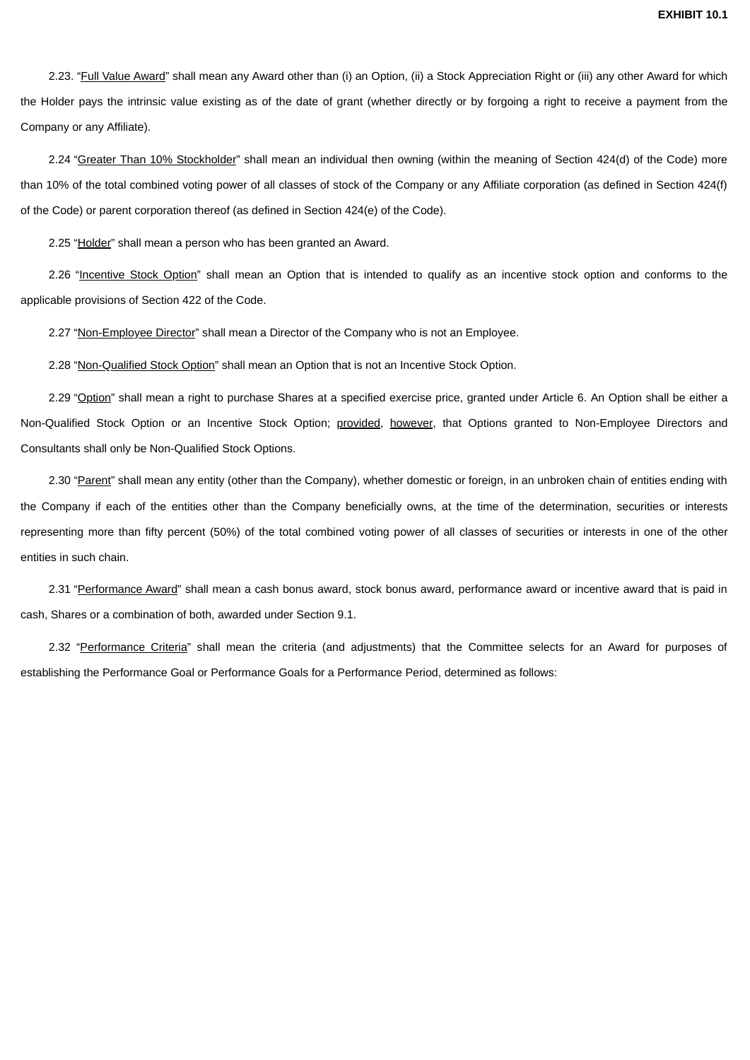2.23. "Full Value Award" shall mean any Award other than (i) an Option, (ii) a Stock Appreciation Right or (iii) any other Award for which the Holder pays the intrinsic value existing as of the date of grant (whether directly or by forgoing a right to receive a payment from the Company or any Affiliate).

2.24 "Greater Than 10% Stockholder" shall mean an individual then owning (within the meaning of Section 424(d) of the Code) more than 10% of the total combined voting power of all classes of stock of the Company or any Affiliate corporation (as defined in Section 424(f) of the Code) or parent corporation thereof (as defined in Section 424(e) of the Code).

2.25 "Holder" shall mean a person who has been granted an Award.

2.26 "Incentive Stock Option" shall mean an Option that is intended to qualify as an incentive stock option and conforms to the applicable provisions of Section 422 of the Code.

2.27 "Non-Employee Director" shall mean a Director of the Company who is not an Employee.

2.28 "Non-Qualified Stock Option" shall mean an Option that is not an Incentive Stock Option.

2.29 "Option" shall mean a right to purchase Shares at a specified exercise price, granted under Article 6. An Option shall be either a Non-Qualified Stock Option or an Incentive Stock Option; provided, however, that Options granted to Non-Employee Directors and Consultants shall only be Non-Qualified Stock Options.

2.30 "Parent" shall mean any entity (other than the Company), whether domestic or foreign, in an unbroken chain of entities ending with the Company if each of the entities other than the Company beneficially owns, at the time of the determination, securities or interests representing more than fifty percent (50%) of the total combined voting power of all classes of securities or interests in one of the other entities in such chain.

2.31 "Performance Award" shall mean a cash bonus award, stock bonus award, performance award or incentive award that is paid in cash, Shares or a combination of both, awarded under Section 9.1.

2.32 "Performance Criteria" shall mean the criteria (and adjustments) that the Committee selects for an Award for purposes of establishing the Performance Goal or Performance Goals for a Performance Period, determined as follows: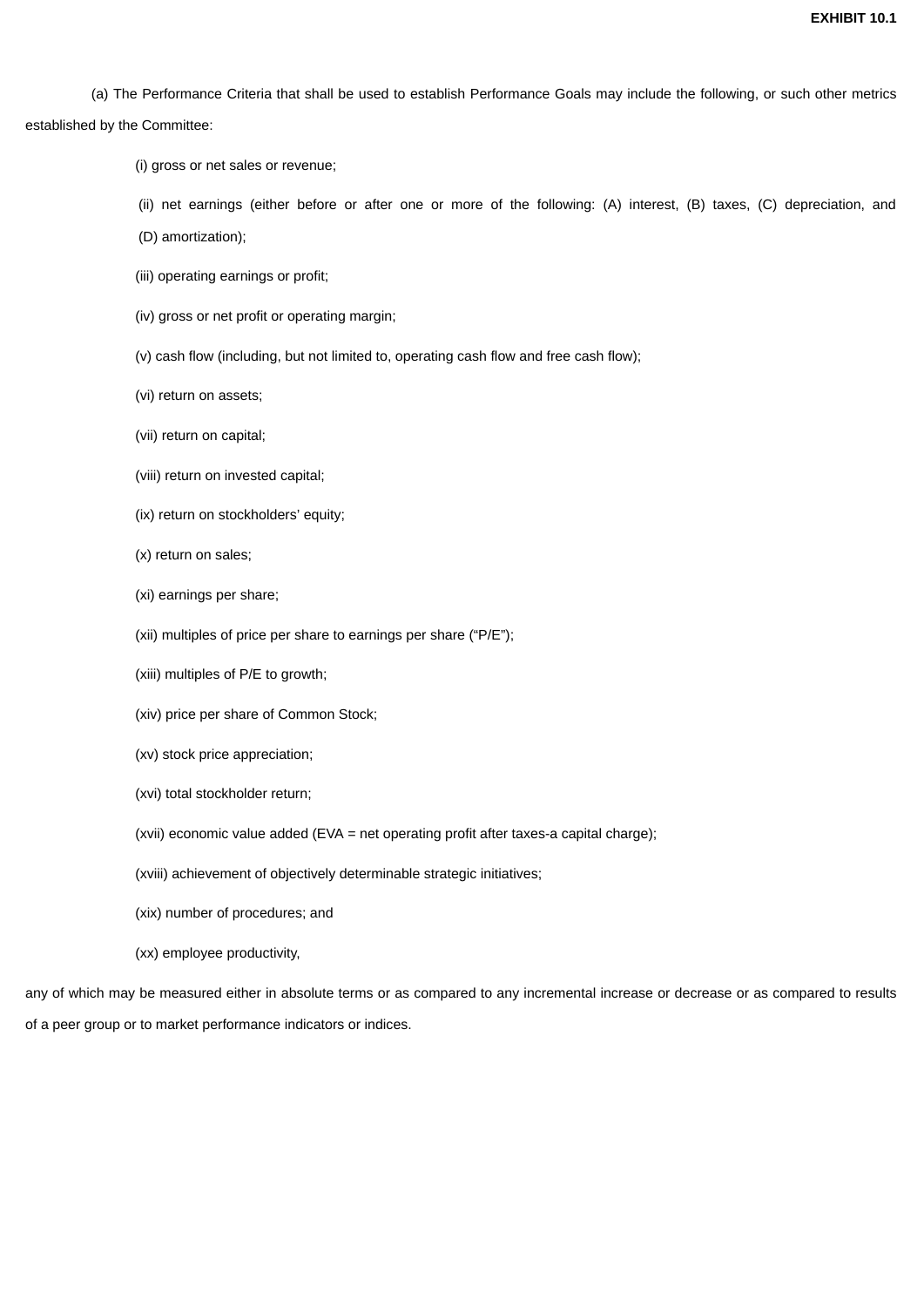**EXHIBIT 10.1**

(a) The Performance Criteria that shall be used to establish Performance Goals may include the following, or such other metrics established by the Committee:

(i) gross or net sales or revenue;

(ii) net earnings (either before or after one or more of the following: (A) interest, (B) taxes, (C) depreciation, and (D) amortization);

(iii) operating earnings or profit;

(iv) gross or net profit or operating margin;

(v) cash flow (including, but not limited to, operating cash flow and free cash flow);

(vi) return on assets;

(vii) return on capital;

(viii) return on invested capital;

(ix) return on stockholders' equity;

(x) return on sales;

(xi) earnings per share;

(xii) multiples of price per share to earnings per share ("P/E");

(xiii) multiples of P/E to growth;

(xiv) price per share of Common Stock;

(xv) stock price appreciation;

(xvi) total stockholder return;

(xvii) economic value added (EVA = net operating profit after taxes-a capital charge);

(xviii) achievement of objectively determinable strategic initiatives;

(xix) number of procedures; and

(xx) employee productivity,

any of which may be measured either in absolute terms or as compared to any incremental increase or decrease or as compared to results of a peer group or to market performance indicators or indices.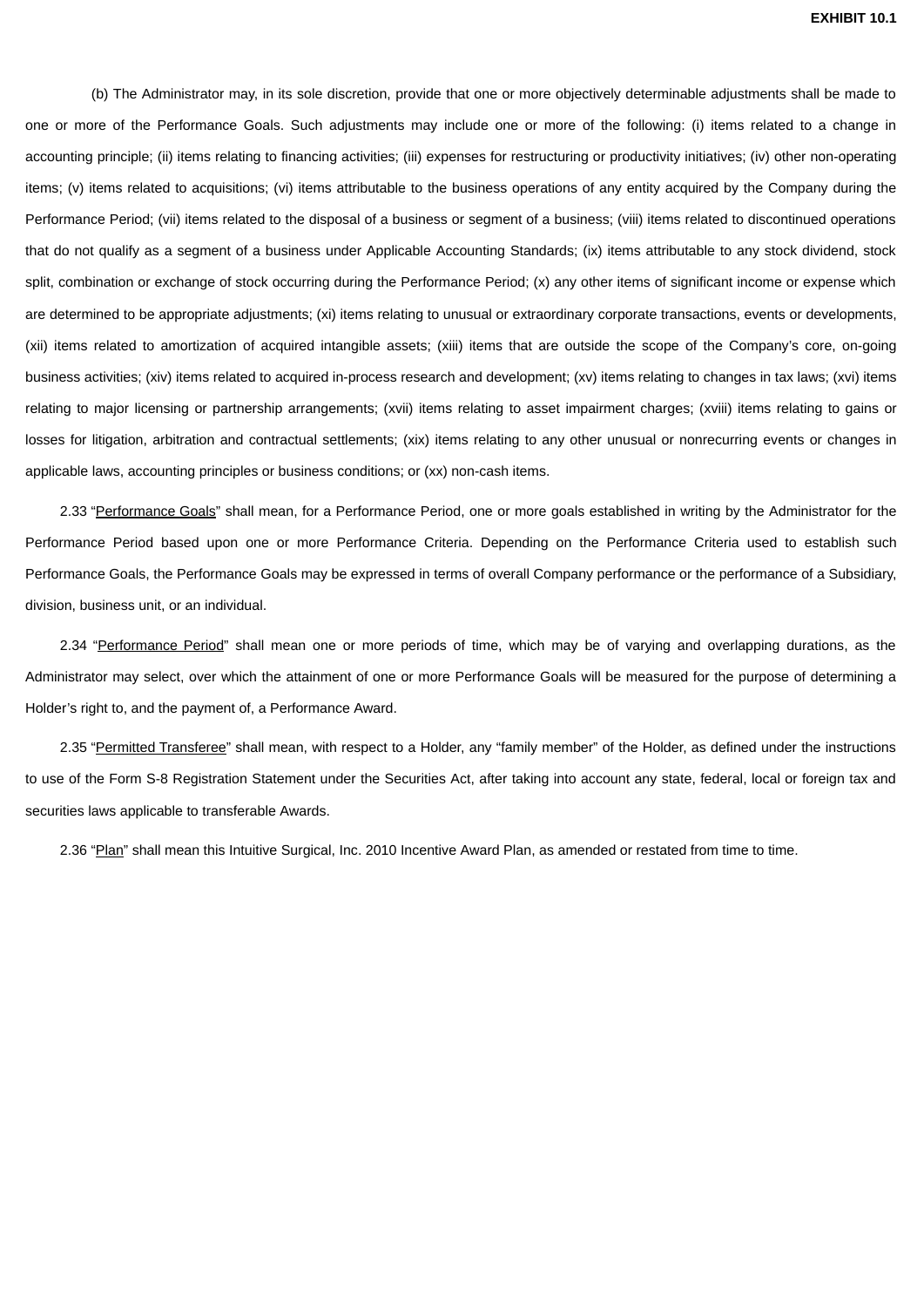(b) The Administrator may, in its sole discretion, provide that one or more objectively determinable adjustments shall be made to one or more of the Performance Goals. Such adjustments may include one or more of the following: (i) items related to a change in accounting principle; (ii) items relating to financing activities; (iii) expenses for restructuring or productivity initiatives; (iv) other non-operating items; (v) items related to acquisitions; (vi) items attributable to the business operations of any entity acquired by the Company during the Performance Period; (vii) items related to the disposal of a business or segment of a business; (viii) items related to discontinued operations that do not qualify as a segment of a business under Applicable Accounting Standards; (ix) items attributable to any stock dividend, stock split, combination or exchange of stock occurring during the Performance Period; (x) any other items of significant income or expense which are determined to be appropriate adjustments; (xi) items relating to unusual or extraordinary corporate transactions, events or developments, (xii) items related to amortization of acquired intangible assets; (xiii) items that are outside the scope of the Company's core, on-going business activities; (xiv) items related to acquired in-process research and development; (xv) items relating to changes in tax laws; (xvi) items relating to major licensing or partnership arrangements; (xvii) items relating to asset impairment charges; (xviii) items relating to gains or losses for litigation, arbitration and contractual settlements; (xix) items relating to any other unusual or nonrecurring events or changes in applicable laws, accounting principles or business conditions; or (xx) non-cash items.

2.33 "Performance Goals" shall mean, for a Performance Period, one or more goals established in writing by the Administrator for the Performance Period based upon one or more Performance Criteria. Depending on the Performance Criteria used to establish such Performance Goals, the Performance Goals may be expressed in terms of overall Company performance or the performance of a Subsidiary, division, business unit, or an individual.

2.34 "Performance Period" shall mean one or more periods of time, which may be of varying and overlapping durations, as the Administrator may select, over which the attainment of one or more Performance Goals will be measured for the purpose of determining a Holder's right to, and the payment of, a Performance Award.

2.35 "Permitted Transferee" shall mean, with respect to a Holder, any "family member" of the Holder, as defined under the instructions to use of the Form S-8 Registration Statement under the Securities Act, after taking into account any state, federal, local or foreign tax and securities laws applicable to transferable Awards.

2.36 "Plan" shall mean this Intuitive Surgical, Inc. 2010 Incentive Award Plan, as amended or restated from time to time.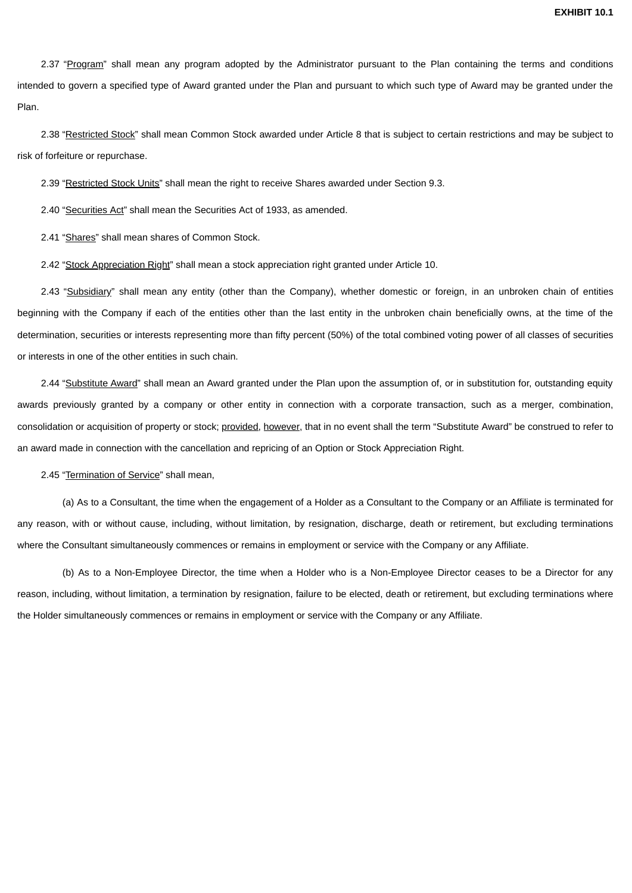2.37 "Program" shall mean any program adopted by the Administrator pursuant to the Plan containing the terms and conditions intended to govern a specified type of Award granted under the Plan and pursuant to which such type of Award may be granted under the Plan.

2.38 "Restricted Stock" shall mean Common Stock awarded under Article 8 that is subject to certain restrictions and may be subject to risk of forfeiture or repurchase.

2.39 "Restricted Stock Units" shall mean the right to receive Shares awarded under Section 9.3.

2.40 "Securities Act" shall mean the Securities Act of 1933, as amended.

2.41 "Shares" shall mean shares of Common Stock.

2.42 "Stock Appreciation Right" shall mean a stock appreciation right granted under Article 10.

2.43 "Subsidiary" shall mean any entity (other than the Company), whether domestic or foreign, in an unbroken chain of entities beginning with the Company if each of the entities other than the last entity in the unbroken chain beneficially owns, at the time of the determination, securities or interests representing more than fifty percent (50%) of the total combined voting power of all classes of securities or interests in one of the other entities in such chain.

2.44 "Substitute Award" shall mean an Award granted under the Plan upon the assumption of, or in substitution for, outstanding equity awards previously granted by a company or other entity in connection with a corporate transaction, such as a merger, combination, consolidation or acquisition of property or stock; provided, however, that in no event shall the term "Substitute Award" be construed to refer to an award made in connection with the cancellation and repricing of an Option or Stock Appreciation Right.

2.45 "Termination of Service" shall mean,

(a) As to a Consultant, the time when the engagement of a Holder as a Consultant to the Company or an Affiliate is terminated for any reason, with or without cause, including, without limitation, by resignation, discharge, death or retirement, but excluding terminations where the Consultant simultaneously commences or remains in employment or service with the Company or any Affiliate.

(b) As to a Non-Employee Director, the time when a Holder who is a Non-Employee Director ceases to be a Director for any reason, including, without limitation, a termination by resignation, failure to be elected, death or retirement, but excluding terminations where the Holder simultaneously commences or remains in employment or service with the Company or any Affiliate.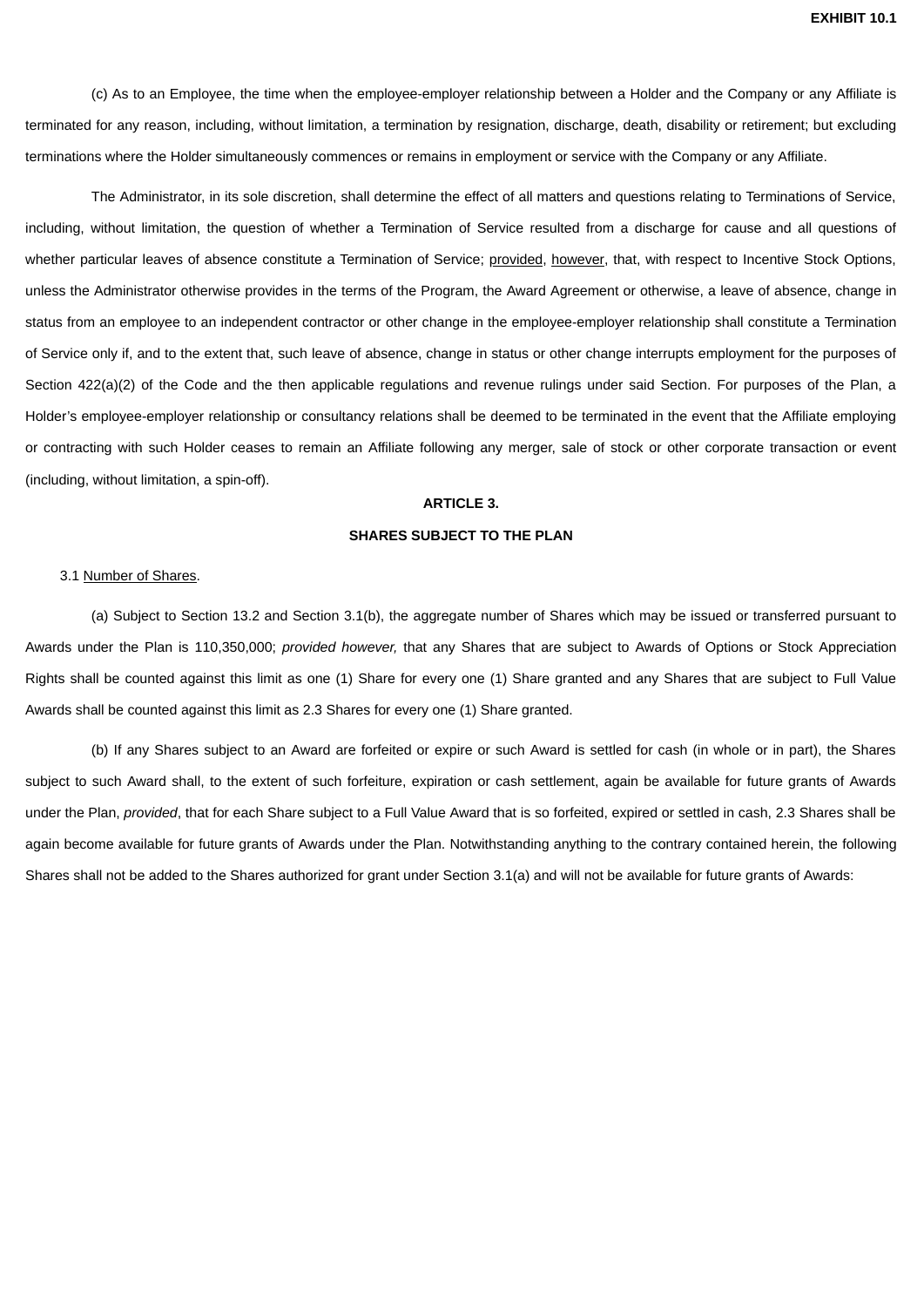(c) As to an Employee, the time when the employee-employer relationship between a Holder and the Company or any Affiliate is terminated for any reason, including, without limitation, a termination by resignation, discharge, death, disability or retirement; but excluding terminations where the Holder simultaneously commences or remains in employment or service with the Company or any Affiliate.

The Administrator, in its sole discretion, shall determine the effect of all matters and questions relating to Terminations of Service, including, without limitation, the question of whether a Termination of Service resulted from a discharge for cause and all questions of whether particular leaves of absence constitute a Termination of Service; provided, however, that, with respect to Incentive Stock Options, unless the Administrator otherwise provides in the terms of the Program, the Award Agreement or otherwise, a leave of absence, change in status from an employee to an independent contractor or other change in the employee-employer relationship shall constitute a Termination of Service only if, and to the extent that, such leave of absence, change in status or other change interrupts employment for the purposes of Section 422(a)(2) of the Code and the then applicable regulations and revenue rulings under said Section. For purposes of the Plan, a Holder's employee-employer relationship or consultancy relations shall be deemed to be terminated in the event that the Affiliate employing or contracting with such Holder ceases to remain an Affiliate following any merger, sale of stock or other corporate transaction or event (including, without limitation, a spin-off).

**ARTICLE 3.**

**SHARES SUBJECT TO THE PLAN**

3.1 Number of Shares.

(a) Subject to Section 13.2 and Section 3.1(b), the aggregate number of Shares which may be issued or transferred pursuant to Awards under the Plan is 110,350,000; *provided however,* that any Shares that are subject to Awards of Options or Stock Appreciation Rights shall be counted against this limit as one (1) Share for every one (1) Share granted and any Shares that are subject to Full Value Awards shall be counted against this limit as 2.3 Shares for every one (1) Share granted.

(b) If any Shares subject to an Award are forfeited or expire or such Award is settled for cash (in whole or in part), the Shares subject to such Award shall, to the extent of such forfeiture, expiration or cash settlement, again be available for future grants of Awards under the Plan, *provided*, that for each Share subject to a Full Value Award that is so forfeited, expired or settled in cash, 2.3 Shares shall be again become available for future grants of Awards under the Plan. Notwithstanding anything to the contrary contained herein, the following Shares shall not be added to the Shares authorized for grant under Section 3.1(a) and will not be available for future grants of Awards: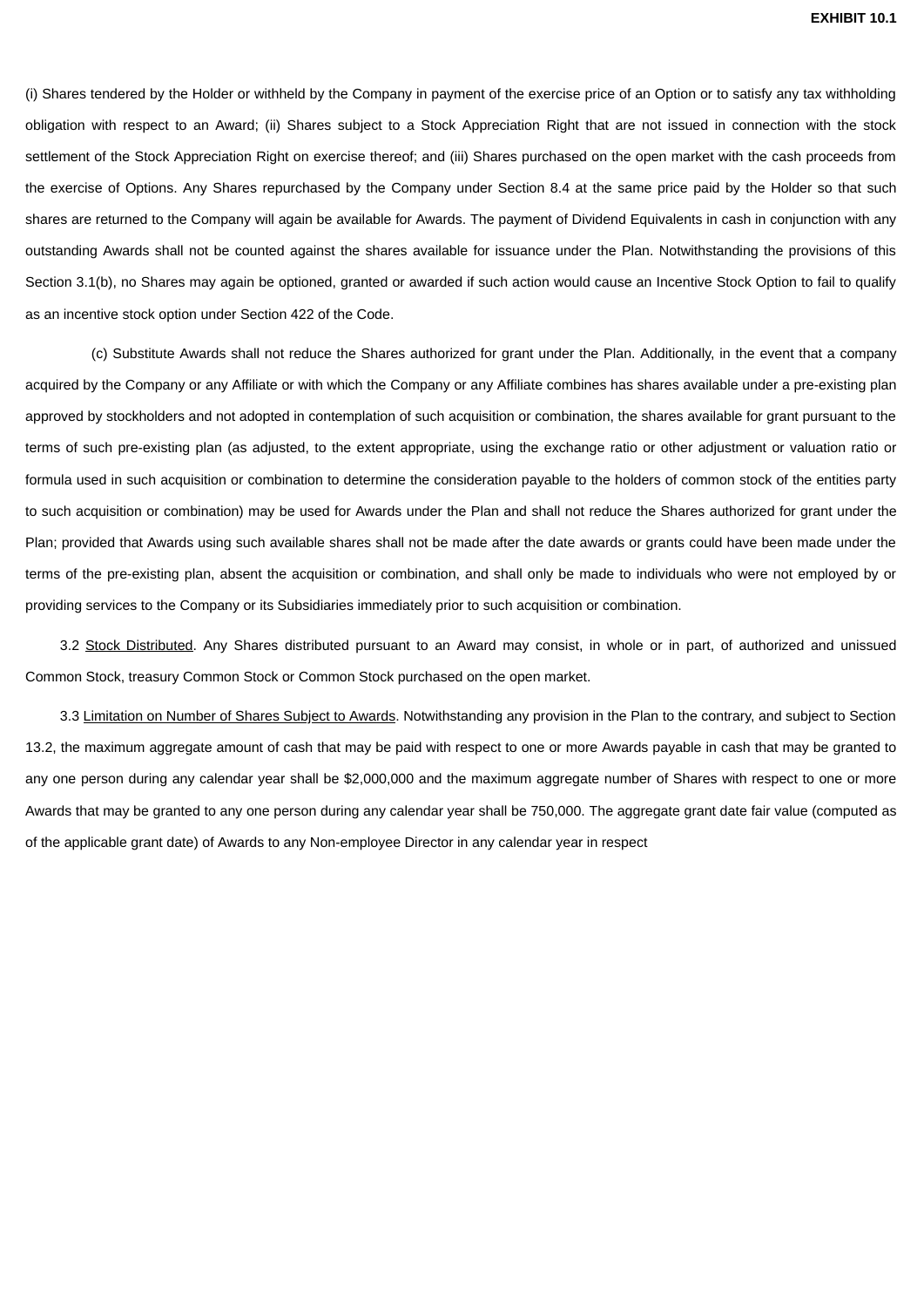(i) Shares tendered by the Holder or withheld by the Company in payment of the exercise price of an Option or to satisfy any tax withholding obligation with respect to an Award; (ii) Shares subject to a Stock Appreciation Right that are not issued in connection with the stock settlement of the Stock Appreciation Right on exercise thereof; and (iii) Shares purchased on the open market with the cash proceeds from the exercise of Options. Any Shares repurchased by the Company under Section 8.4 at the same price paid by the Holder so that such shares are returned to the Company will again be available for Awards. The payment of Dividend Equivalents in cash in conjunction with any outstanding Awards shall not be counted against the shares available for issuance under the Plan. Notwithstanding the provisions of this Section 3.1(b), no Shares may again be optioned, granted or awarded if such action would cause an Incentive Stock Option to fail to qualify as an incentive stock option under Section 422 of the Code.

(c) Substitute Awards shall not reduce the Shares authorized for grant under the Plan. Additionally, in the event that a company acquired by the Company or any Affiliate or with which the Company or any Affiliate combines has shares available under a pre-existing plan approved by stockholders and not adopted in contemplation of such acquisition or combination, the shares available for grant pursuant to the terms of such pre-existing plan (as adjusted, to the extent appropriate, using the exchange ratio or other adjustment or valuation ratio or formula used in such acquisition or combination to determine the consideration payable to the holders of common stock of the entities party to such acquisition or combination) may be used for Awards under the Plan and shall not reduce the Shares authorized for grant under the Plan; provided that Awards using such available shares shall not be made after the date awards or grants could have been made under the terms of the pre-existing plan, absent the acquisition or combination, and shall only be made to individuals who were not employed by or providing services to the Company or its Subsidiaries immediately prior to such acquisition or combination.

3.2 Stock Distributed. Any Shares distributed pursuant to an Award may consist, in whole or in part, of authorized and unissued Common Stock, treasury Common Stock or Common Stock purchased on the open market.

3.3 Limitation on Number of Shares Subject to Awards. Notwithstanding any provision in the Plan to the contrary, and subject to Section 13.2, the maximum aggregate amount of cash that may be paid with respect to one or more Awards payable in cash that may be granted to any one person during any calendar year shall be $2,000,000 and the maximum aggregate number of Shares with respect to one or more Awards that may be granted to any one person during any calendar year shall be 750,000. The aggregate grant date fair value (computed as of the applicable grant date) of Awards to any Non-employee Director in any calendar year in respect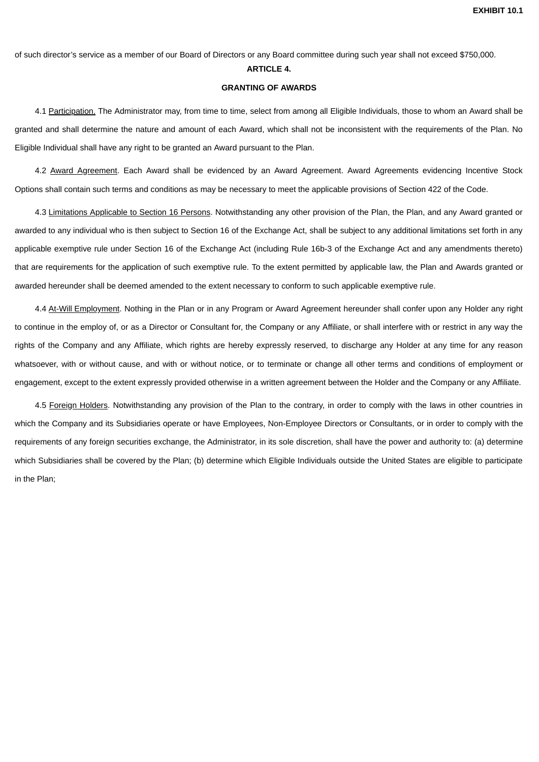of such director's service as a member of our Board of Directors or any Board committee during such year shall not exceed $750,000.

## ARTICLE 4.

## GRANTING OF AWARDS

4.1 Participation. The Administrator may, from time to time, select from among all Eligible Individuals, those to whom an Award shall be granted and shall determine the nature and amount of each Award, which shall not be inconsistent with the requirements of the Plan. No Eligible Individual shall have any right to be granted an Award pursuant to the Plan.

4.2 Award Agreement. Each Award shall be evidenced by an Award Agreement. Award Agreements evidencing Incentive Stock Options shall contain such terms and conditions as may be necessary to meet the applicable provisions of Section 422 of the Code.

4.3 Limitations Applicable to Section 16 Persons. Notwithstanding any other provision of the Plan, the Plan, and any Award granted or awarded to any individual who is then subject to Section 16 of the Exchange Act, shall be subject to any additional limitations set forth in any applicable exemptive rule under Section 16 of the Exchange Act (including Rule 16b-3 of the Exchange Act and any amendments thereto) that are requirements for the application of such exemptive rule. To the extent permitted by applicable law, the Plan and Awards granted or awarded hereunder shall be deemed amended to the extent necessary to conform to such applicable exemptive rule.

4.4 At-Will Employment. Nothing in the Plan or in any Program or Award Agreement hereunder shall confer upon any Holder any right to continue in the employ of, or as a Director or Consultant for, the Company or any Affiliate, or shall interfere with or restrict in any way the rights of the Company and any Affiliate, which rights are hereby expressly reserved, to discharge any Holder at any time for any reason whatsoever, with or without cause, and with or without notice, or to terminate or change all other terms and conditions of employment or engagement, except to the extent expressly provided otherwise in a written agreement between the Holder and the Company or any Affiliate.

4.5 Foreign Holders. Notwithstanding any provision of the Plan to the contrary, in order to comply with the laws in other countries in which the Company and its Subsidiaries operate or have Employees, Non-Employee Directors or Consultants, or in order to comply with the requirements of any foreign securities exchange, the Administrator, in its sole discretion, shall have the power and authority to: (a) determine which Subsidiaries shall be covered by the Plan; (b) determine which Eligible Individuals outside the United States are eligible to participate in the Plan;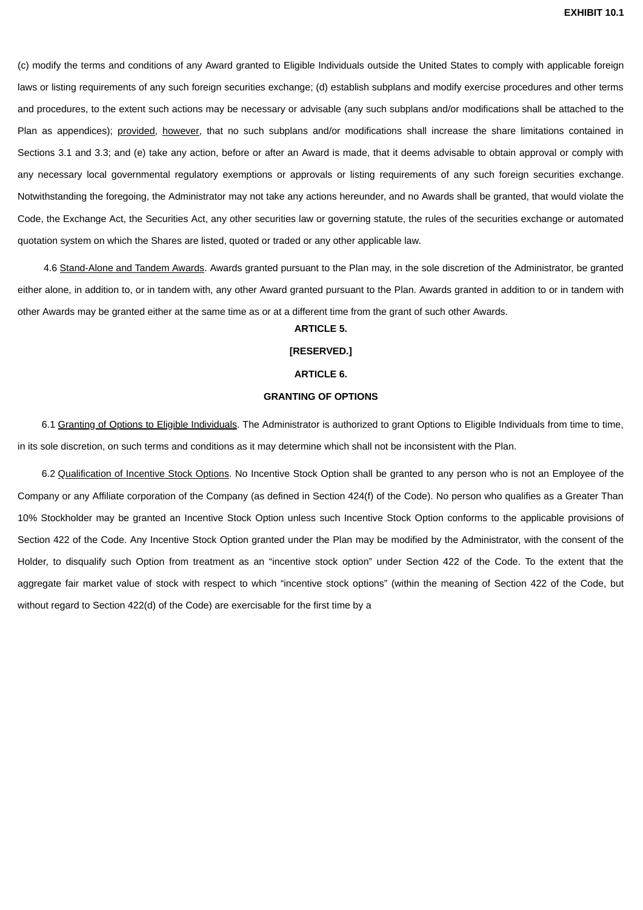(c) modify the terms and conditions of any Award granted to Eligible Individuals outside the United States to comply with applicable foreign laws or listing requirements of any such foreign securities exchange; (d) establish subplans and modify exercise procedures and other terms and procedures, to the extent such actions may be necessary or advisable (any such subplans and/or modifications shall be attached to the Plan as appendices); provided, however, that no such subplans and/or modifications shall increase the share limitations contained in Sections 3.1 and 3.3; and (e) take any action, before or after an Award is made, that it deems advisable to obtain approval or comply with any necessary local governmental regulatory exemptions or approvals or listing requirements of any such foreign securities exchange. Notwithstanding the foregoing, the Administrator may not take any actions hereunder, and no Awards shall be granted, that would violate the Code, the Exchange Act, the Securities Act, any other securities law or governing statute, the rules of the securities exchange or automated quotation system on which the Shares are listed, quoted or traded or any other applicable law.

4.6 Stand-Alone and Tandem Awards. Awards granted pursuant to the Plan may, in the sole discretion of the Administrator, be granted either alone, in addition to, or in tandem with, any other Award granted pursuant to the Plan. Awards granted in addition to or in tandem with other Awards may be granted either at the same time as or at a different time from the grant of such other Awards.

**ARTICLE 5.**

**[RESERVED.]**

**ARTICLE 6.**

**GRANTING OF OPTIONS**

6.1 Granting of Options to Eligible Individuals. The Administrator is authorized to grant Options to Eligible Individuals from time to time, in its sole discretion, on such terms and conditions as it may determine which shall not be inconsistent with the Plan.

6.2 Qualification of Incentive Stock Options. No Incentive Stock Option shall be granted to any person who is not an Employee of the Company or any Affiliate corporation of the Company (as defined in Section 424(f) of the Code). No person who qualifies as a Greater Than 10% Stockholder may be granted an Incentive Stock Option unless such Incentive Stock Option conforms to the applicable provisions of Section 422 of the Code. Any Incentive Stock Option granted under the Plan may be modified by the Administrator, with the consent of the Holder, to disqualify such Option from treatment as an "incentive stock option" under Section 422 of the Code. To the extent that the aggregate fair market value of stock with respect to which "incentive stock options" (within the meaning of Section 422 of the Code, but without regard to Section 422(d) of the Code) are exercisable for the first time by a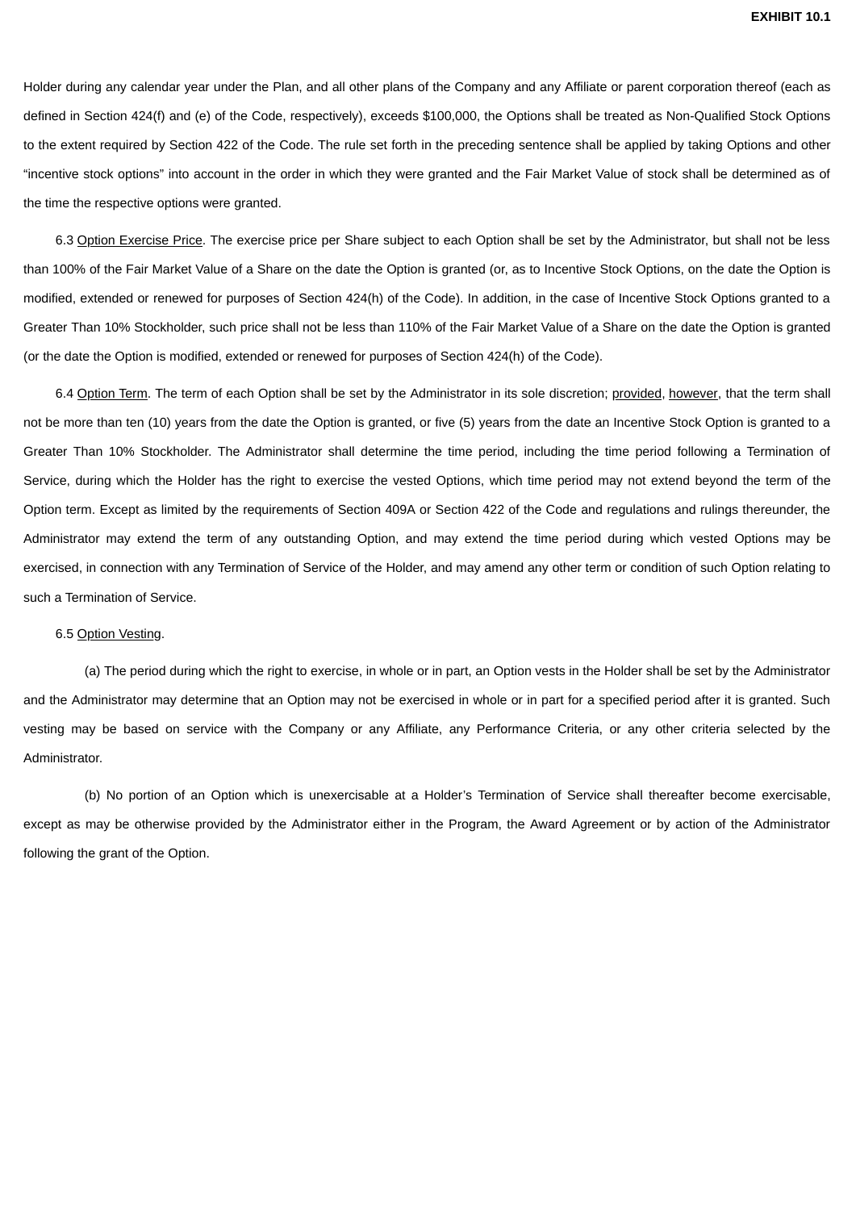Holder during any calendar year under the Plan, and all other plans of the Company and any Affiliate or parent corporation thereof (each as defined in Section 424(f) and (e) of the Code, respectively), exceeds $100,000, the Options shall be treated as Non-Qualified Stock Options to the extent required by Section 422 of the Code. The rule set forth in the preceding sentence shall be applied by taking Options and other “incentive stock options” into account in the order in which they were granted and the Fair Market Value of stock shall be determined as of the time the respective options were granted.

6.3 Option Exercise Price. The exercise price per Share subject to each Option shall be set by the Administrator, but shall not be less than 100% of the Fair Market Value of a Share on the date the Option is granted (or, as to Incentive Stock Options, on the date the Option is modified, extended or renewed for purposes of Section 424(h) of the Code). In addition, in the case of Incentive Stock Options granted to a Greater Than 10% Stockholder, such price shall not be less than 110% of the Fair Market Value of a Share on the date the Option is granted (or the date the Option is modified, extended or renewed for purposes of Section 424(h) of the Code).

6.4 Option Term. The term of each Option shall be set by the Administrator in its sole discretion; provided, however, that the term shall not be more than ten (10) years from the date the Option is granted, or five (5) years from the date an Incentive Stock Option is granted to a Greater Than 10% Stockholder. The Administrator shall determine the time period, including the time period following a Termination of Service, during which the Holder has the right to exercise the vested Options, which time period may not extend beyond the term of the Option term. Except as limited by the requirements of Section 409A or Section 422 of the Code and regulations and rulings thereunder, the Administrator may extend the term of any outstanding Option, and may extend the time period during which vested Options may be exercised, in connection with any Termination of Service of the Holder, and may amend any other term or condition of such Option relating to such a Termination of Service.

6.5 Option Vesting.

(a) The period during which the right to exercise, in whole or in part, an Option vests in the Holder shall be set by the Administrator and the Administrator may determine that an Option may not be exercised in whole or in part for a specified period after it is granted. Such vesting may be based on service with the Company or any Affiliate, any Performance Criteria, or any other criteria selected by the Administrator.

(b) No portion of an Option which is unexercisable at a Holder’s Termination of Service shall thereafter become exercisable, except as may be otherwise provided by the Administrator either in the Program, the Award Agreement or by action of the Administrator following the grant of the Option.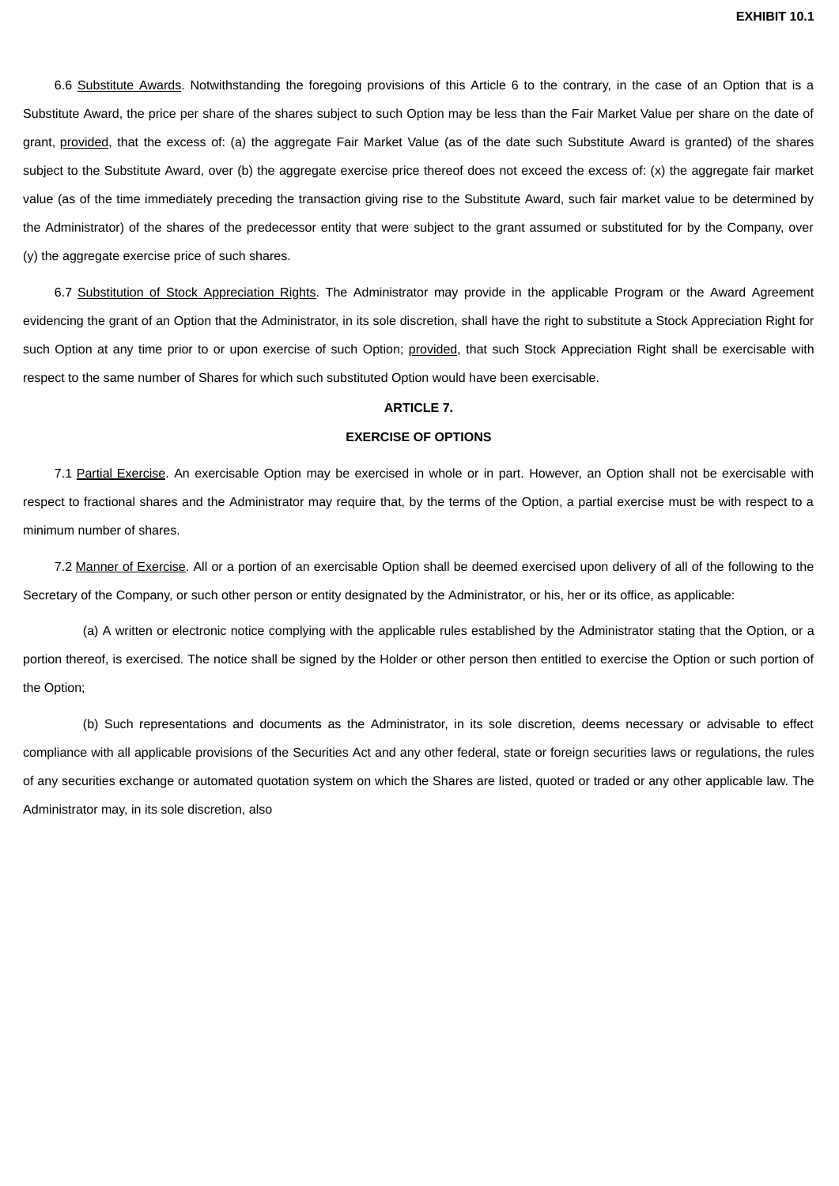6.6 Substitute Awards. Notwithstanding the foregoing provisions of this Article 6 to the contrary, in the case of an Option that is a Substitute Award, the price per share of the shares subject to such Option may be less than the Fair Market Value per share on the date of grant, provided, that the excess of: (a) the aggregate Fair Market Value (as of the date such Substitute Award is granted) of the shares subject to the Substitute Award, over (b) the aggregate exercise price thereof does not exceed the excess of: (x) the aggregate fair market value (as of the time immediately preceding the transaction giving rise to the Substitute Award, such fair market value to be determined by the Administrator) of the shares of the predecessor entity that were subject to the grant assumed or substituted for by the Company, over (y) the aggregate exercise price of such shares.

6.7 Substitution of Stock Appreciation Rights. The Administrator may provide in the applicable Program or the Award Agreement evidencing the grant of an Option that the Administrator, in its sole discretion, shall have the right to substitute a Stock Appreciation Right for such Option at any time prior to or upon exercise of such Option; provided, that such Stock Appreciation Right shall be exercisable with respect to the same number of Shares for which such substituted Option would have been exercisable.

## ARTICLE 7.

## EXERCISE OF OPTIONS

7.1 Partial Exercise. An exercisable Option may be exercised in whole or in part. However, an Option shall not be exercisable with respect to fractional shares and the Administrator may require that, by the terms of the Option, a partial exercise must be with respect to a minimum number of shares.

7.2 Manner of Exercise. All or a portion of an exercisable Option shall be deemed exercised upon delivery of all of the following to the Secretary of the Company, or such other person or entity designated by the Administrator, or his, her or its office, as applicable:

(a) A written or electronic notice complying with the applicable rules established by the Administrator stating that the Option, or a portion thereof, is exercised. The notice shall be signed by the Holder or other person then entitled to exercise the Option or such portion of the Option;

(b) Such representations and documents as the Administrator, in its sole discretion, deems necessary or advisable to effect compliance with all applicable provisions of the Securities Act and any other federal, state or foreign securities laws or regulations, the rules of any securities exchange or automated quotation system on which the Shares are listed, quoted or traded or any other applicable law. The Administrator may, in its sole discretion, also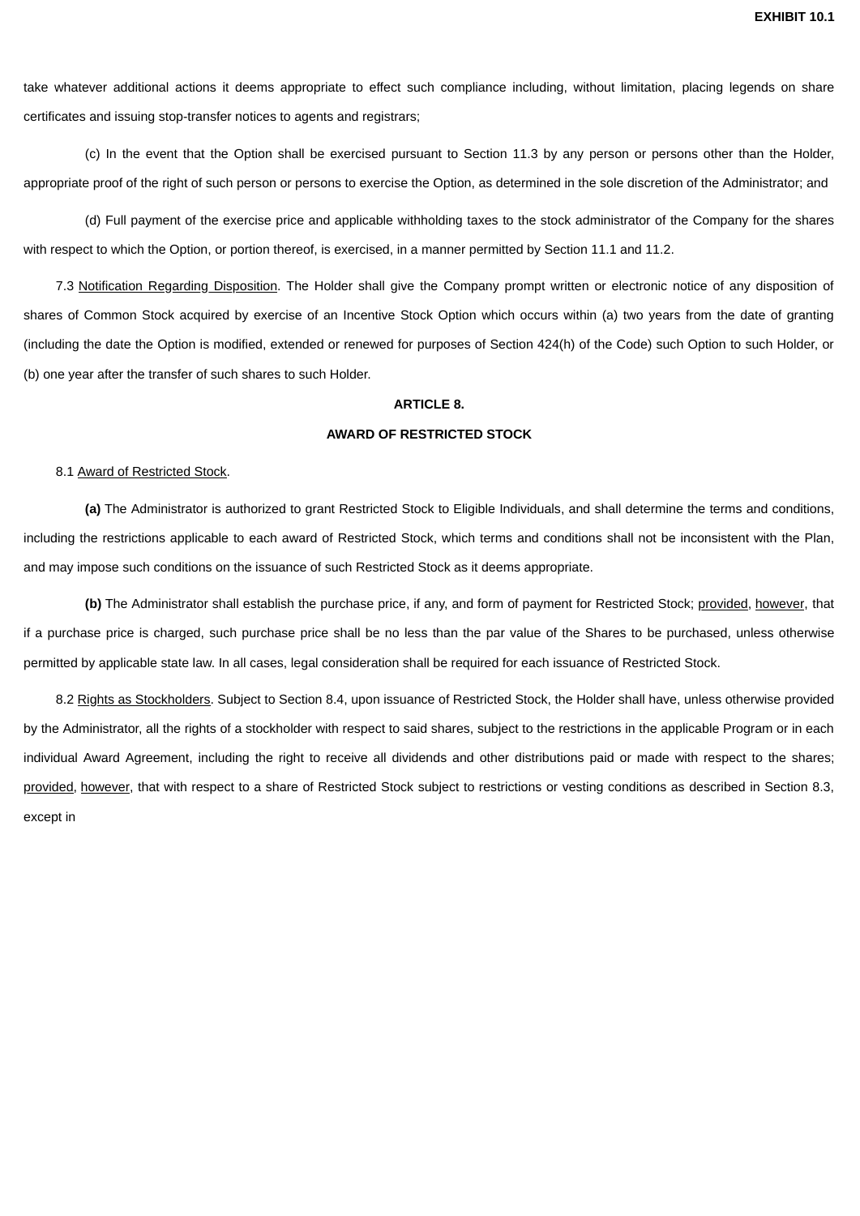take whatever additional actions it deems appropriate to effect such compliance including, without limitation, placing legends on share certificates and issuing stop-transfer notices to agents and registrars;

(c) In the event that the Option shall be exercised pursuant to Section 11.3 by any person or persons other than the Holder, appropriate proof of the right of such person or persons to exercise the Option, as determined in the sole discretion of the Administrator; and

(d) Full payment of the exercise price and applicable withholding taxes to the stock administrator of the Company for the shares with respect to which the Option, or portion thereof, is exercised, in a manner permitted by Section 11.1 and 11.2.

7.3 Notification Regarding Disposition. The Holder shall give the Company prompt written or electronic notice of any disposition of shares of Common Stock acquired by exercise of an Incentive Stock Option which occurs within (a) two years from the date of granting (including the date the Option is modified, extended or renewed for purposes of Section 424(h) of the Code) such Option to such Holder, or (b) one year after the transfer of such shares to such Holder.

## ARTICLE 8.

## AWARD OF RESTRICTED STOCK

8.1 Award of Restricted Stock.

**(a)** The Administrator is authorized to grant Restricted Stock to Eligible Individuals, and shall determine the terms and conditions, including the restrictions applicable to each award of Restricted Stock, which terms and conditions shall not be inconsistent with the Plan, and may impose such conditions on the issuance of such Restricted Stock as it deems appropriate.

**(b)** The Administrator shall establish the purchase price, if any, and form of payment for Restricted Stock; provided, however, that if a purchase price is charged, such purchase price shall be no less than the par value of the Shares to be purchased, unless otherwise permitted by applicable state law. In all cases, legal consideration shall be required for each issuance of Restricted Stock.

8.2 Rights as Stockholders. Subject to Section 8.4, upon issuance of Restricted Stock, the Holder shall have, unless otherwise provided by the Administrator, all the rights of a stockholder with respect to said shares, subject to the restrictions in the applicable Program or in each individual Award Agreement, including the right to receive all dividends and other distributions paid or made with respect to the shares; provided, however, that with respect to a share of Restricted Stock subject to restrictions or vesting conditions as described in Section 8.3, except in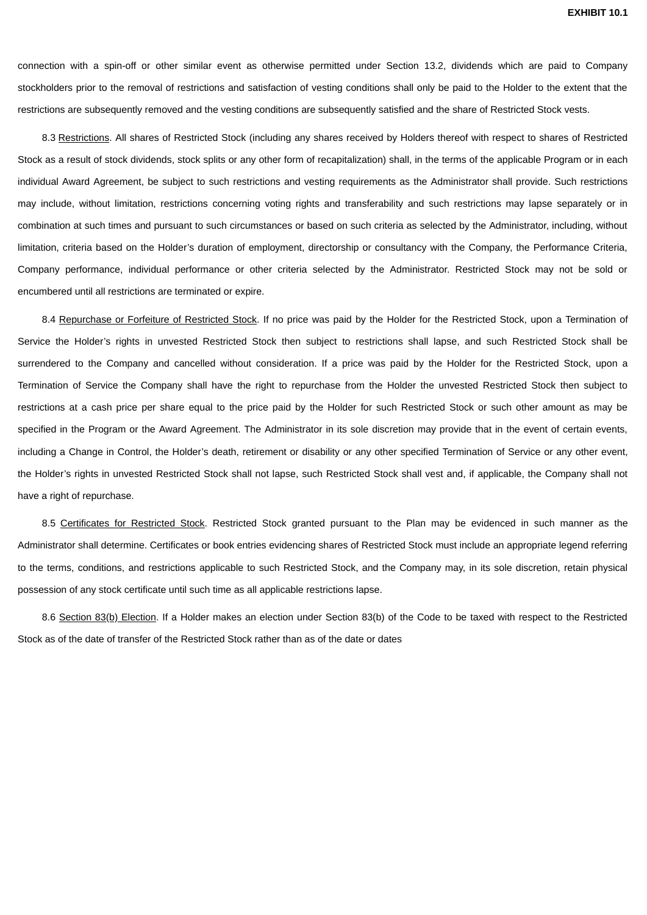connection with a spin-off or other similar event as otherwise permitted under Section 13.2, dividends which are paid to Company stockholders prior to the removal of restrictions and satisfaction of vesting conditions shall only be paid to the Holder to the extent that the restrictions are subsequently removed and the vesting conditions are subsequently satisfied and the share of Restricted Stock vests.

8.3 Restrictions. All shares of Restricted Stock (including any shares received by Holders thereof with respect to shares of Restricted Stock as a result of stock dividends, stock splits or any other form of recapitalization) shall, in the terms of the applicable Program or in each individual Award Agreement, be subject to such restrictions and vesting requirements as the Administrator shall provide. Such restrictions may include, without limitation, restrictions concerning voting rights and transferability and such restrictions may lapse separately or in combination at such times and pursuant to such circumstances or based on such criteria as selected by the Administrator, including, without limitation, criteria based on the Holder's duration of employment, directorship or consultancy with the Company, the Performance Criteria, Company performance, individual performance or other criteria selected by the Administrator. Restricted Stock may not be sold or encumbered until all restrictions are terminated or expire.

8.4 Repurchase or Forfeiture of Restricted Stock. If no price was paid by the Holder for the Restricted Stock, upon a Termination of Service the Holder's rights in unvested Restricted Stock then subject to restrictions shall lapse, and such Restricted Stock shall be surrendered to the Company and cancelled without consideration. If a price was paid by the Holder for the Restricted Stock, upon a Termination of Service the Company shall have the right to repurchase from the Holder the unvested Restricted Stock then subject to restrictions at a cash price per share equal to the price paid by the Holder for such Restricted Stock or such other amount as may be specified in the Program or the Award Agreement. The Administrator in its sole discretion may provide that in the event of certain events, including a Change in Control, the Holder's death, retirement or disability or any other specified Termination of Service or any other event, the Holder's rights in unvested Restricted Stock shall not lapse, such Restricted Stock shall vest and, if applicable, the Company shall not have a right of repurchase.

8.5 Certificates for Restricted Stock. Restricted Stock granted pursuant to the Plan may be evidenced in such manner as the Administrator shall determine. Certificates or book entries evidencing shares of Restricted Stock must include an appropriate legend referring to the terms, conditions, and restrictions applicable to such Restricted Stock, and the Company may, in its sole discretion, retain physical possession of any stock certificate until such time as all applicable restrictions lapse.

8.6 Section 83(b) Election. If a Holder makes an election under Section 83(b) of the Code to be taxed with respect to the Restricted Stock as of the date of transfer of the Restricted Stock rather than as of the date or dates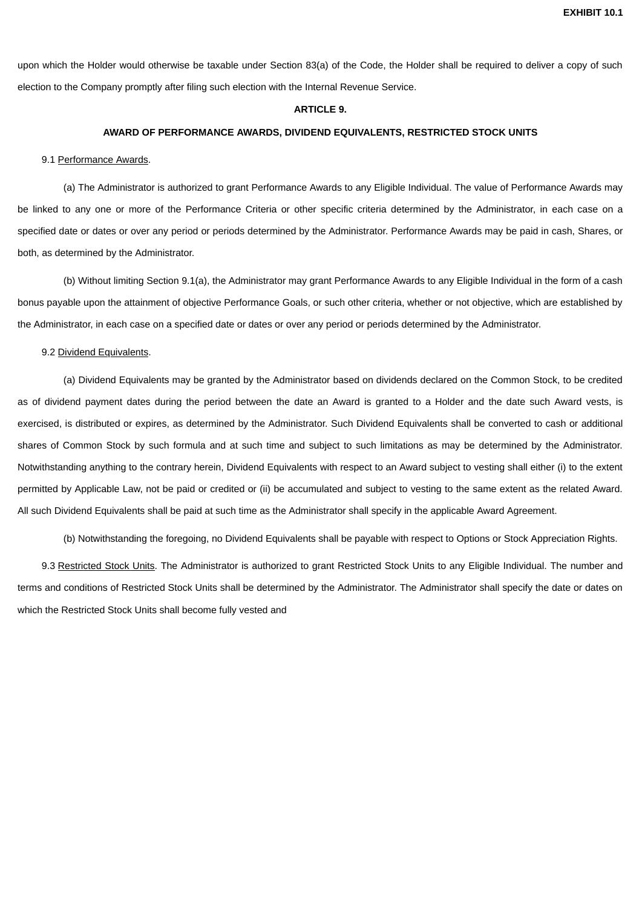upon which the Holder would otherwise be taxable under Section 83(a) of the Code, the Holder shall be required to deliver a copy of such election to the Company promptly after filing such election with the Internal Revenue Service.

## ARTICLE 9.

## AWARD OF PERFORMANCE AWARDS, DIVIDEND EQUIVALENTS, RESTRICTED STOCK UNITS

9.1 Performance Awards.

(a) The Administrator is authorized to grant Performance Awards to any Eligible Individual. The value of Performance Awards may be linked to any one or more of the Performance Criteria or other specific criteria determined by the Administrator, in each case on a specified date or dates or over any period or periods determined by the Administrator. Performance Awards may be paid in cash, Shares, or both, as determined by the Administrator.

(b) Without limiting Section 9.1(a), the Administrator may grant Performance Awards to any Eligible Individual in the form of a cash bonus payable upon the attainment of objective Performance Goals, or such other criteria, whether or not objective, which are established by the Administrator, in each case on a specified date or dates or over any period or periods determined by the Administrator.

9.2 Dividend Equivalents.

(a) Dividend Equivalents may be granted by the Administrator based on dividends declared on the Common Stock, to be credited as of dividend payment dates during the period between the date an Award is granted to a Holder and the date such Award vests, is exercised, is distributed or expires, as determined by the Administrator. Such Dividend Equivalents shall be converted to cash or additional shares of Common Stock by such formula and at such time and subject to such limitations as may be determined by the Administrator. Notwithstanding anything to the contrary herein, Dividend Equivalents with respect to an Award subject to vesting shall either (i) to the extent permitted by Applicable Law, not be paid or credited or (ii) be accumulated and subject to vesting to the same extent as the related Award. All such Dividend Equivalents shall be paid at such time as the Administrator shall specify in the applicable Award Agreement.

(b) Notwithstanding the foregoing, no Dividend Equivalents shall be payable with respect to Options or Stock Appreciation Rights.

9.3 Restricted Stock Units. The Administrator is authorized to grant Restricted Stock Units to any Eligible Individual. The number and terms and conditions of Restricted Stock Units shall be determined by the Administrator. The Administrator shall specify the date or dates on which the Restricted Stock Units shall become fully vested and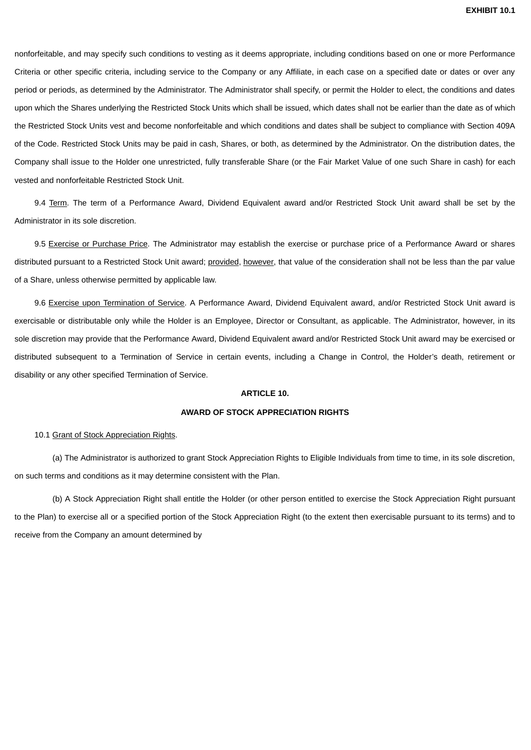nonforfeitable, and may specify such conditions to vesting as it deems appropriate, including conditions based on one or more Performance Criteria or other specific criteria, including service to the Company or any Affiliate, in each case on a specified date or dates or over any period or periods, as determined by the Administrator. The Administrator shall specify, or permit the Holder to elect, the conditions and dates upon which the Shares underlying the Restricted Stock Units which shall be issued, which dates shall not be earlier than the date as of which the Restricted Stock Units vest and become nonforfeitable and which conditions and dates shall be subject to compliance with Section 409A of the Code. Restricted Stock Units may be paid in cash, Shares, or both, as determined by the Administrator. On the distribution dates, the Company shall issue to the Holder one unrestricted, fully transferable Share (or the Fair Market Value of one such Share in cash) for each vested and nonforfeitable Restricted Stock Unit.

9.4 Term. The term of a Performance Award, Dividend Equivalent award and/or Restricted Stock Unit award shall be set by the Administrator in its sole discretion.

9.5 Exercise or Purchase Price. The Administrator may establish the exercise or purchase price of a Performance Award or shares distributed pursuant to a Restricted Stock Unit award; provided, however, that value of the consideration shall not be less than the par value of a Share, unless otherwise permitted by applicable law.

9.6 Exercise upon Termination of Service. A Performance Award, Dividend Equivalent award, and/or Restricted Stock Unit award is exercisable or distributable only while the Holder is an Employee, Director or Consultant, as applicable. The Administrator, however, in its sole discretion may provide that the Performance Award, Dividend Equivalent award and/or Restricted Stock Unit award may be exercised or distributed subsequent to a Termination of Service in certain events, including a Change in Control, the Holder's death, retirement or disability or any other specified Termination of Service.

## ARTICLE 10.

## AWARD OF STOCK APPRECIATION RIGHTS

10.1 Grant of Stock Appreciation Rights.

(a) The Administrator is authorized to grant Stock Appreciation Rights to Eligible Individuals from time to time, in its sole discretion, on such terms and conditions as it may determine consistent with the Plan.

(b) A Stock Appreciation Right shall entitle the Holder (or other person entitled to exercise the Stock Appreciation Right pursuant to the Plan) to exercise all or a specified portion of the Stock Appreciation Right (to the extent then exercisable pursuant to its terms) and to receive from the Company an amount determined by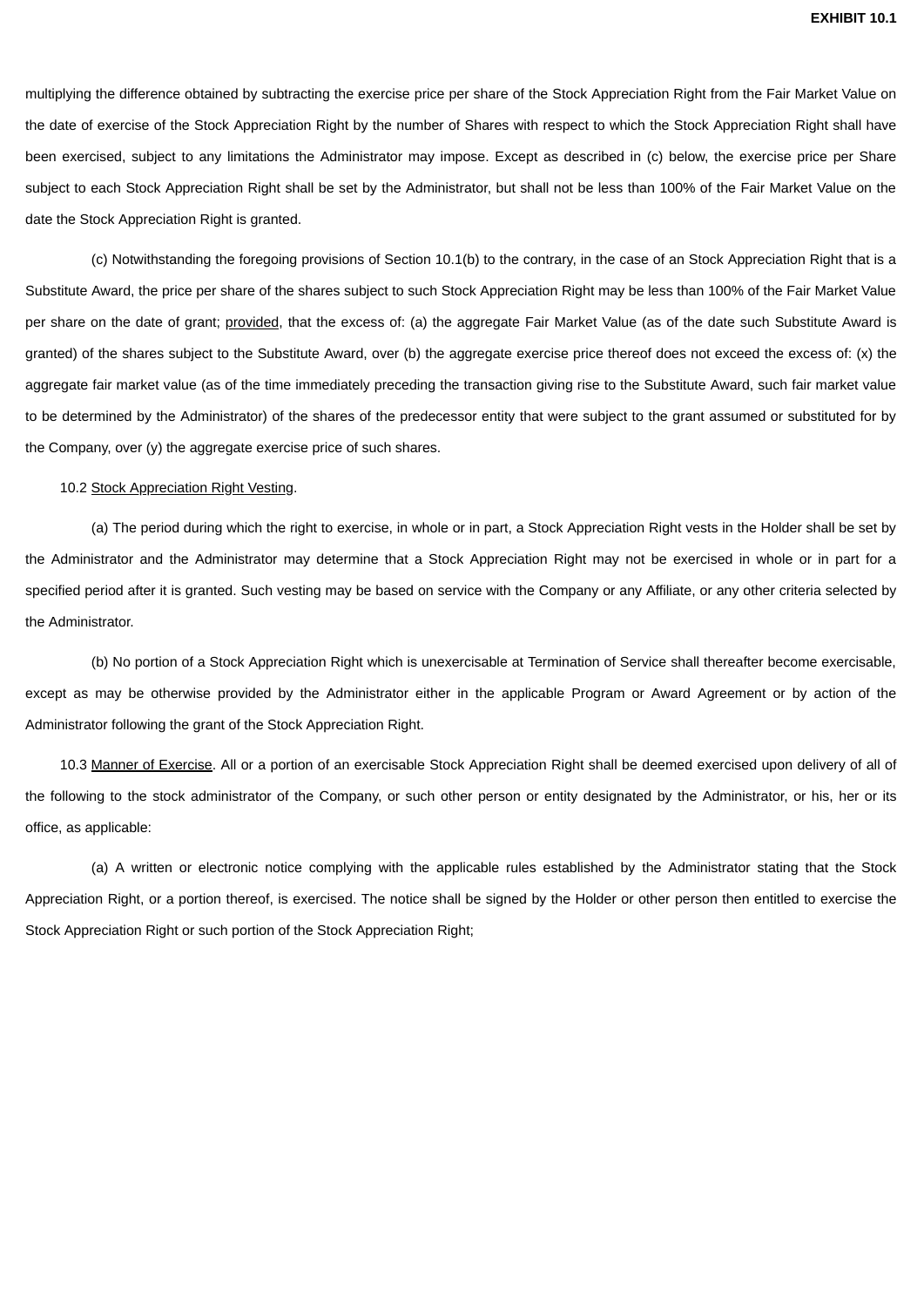multiplying the difference obtained by subtracting the exercise price per share of the Stock Appreciation Right from the Fair Market Value on the date of exercise of the Stock Appreciation Right by the number of Shares with respect to which the Stock Appreciation Right shall have been exercised, subject to any limitations the Administrator may impose. Except as described in (c) below, the exercise price per Share subject to each Stock Appreciation Right shall be set by the Administrator, but shall not be less than 100% of the Fair Market Value on the date the Stock Appreciation Right is granted.

(c) Notwithstanding the foregoing provisions of Section 10.1(b) to the contrary, in the case of an Stock Appreciation Right that is a Substitute Award, the price per share of the shares subject to such Stock Appreciation Right may be less than 100% of the Fair Market Value per share on the date of grant; provided, that the excess of: (a) the aggregate Fair Market Value (as of the date such Substitute Award is granted) of the shares subject to the Substitute Award, over (b) the aggregate exercise price thereof does not exceed the excess of: (x) the aggregate fair market value (as of the time immediately preceding the transaction giving rise to the Substitute Award, such fair market value to be determined by the Administrator) of the shares of the predecessor entity that were subject to the grant assumed or substituted for by the Company, over (y) the aggregate exercise price of such shares.

10.2 Stock Appreciation Right Vesting.

(a) The period during which the right to exercise, in whole or in part, a Stock Appreciation Right vests in the Holder shall be set by the Administrator and the Administrator may determine that a Stock Appreciation Right may not be exercised in whole or in part for a specified period after it is granted. Such vesting may be based on service with the Company or any Affiliate, or any other criteria selected by the Administrator.

(b) No portion of a Stock Appreciation Right which is unexercisable at Termination of Service shall thereafter become exercisable, except as may be otherwise provided by the Administrator either in the applicable Program or Award Agreement or by action of the Administrator following the grant of the Stock Appreciation Right.

10.3 Manner of Exercise. All or a portion of an exercisable Stock Appreciation Right shall be deemed exercised upon delivery of all of the following to the stock administrator of the Company, or such other person or entity designated by the Administrator, or his, her or its office, as applicable:

(a) A written or electronic notice complying with the applicable rules established by the Administrator stating that the Stock Appreciation Right, or a portion thereof, is exercised. The notice shall be signed by the Holder or other person then entitled to exercise the Stock Appreciation Right or such portion of the Stock Appreciation Right;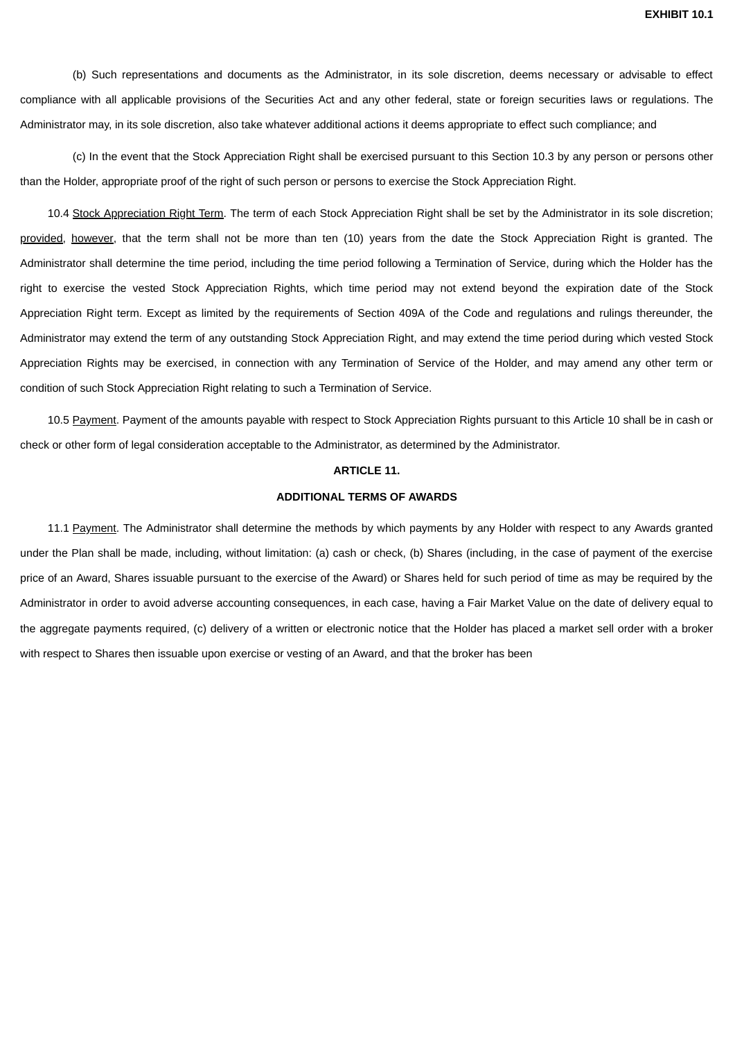(b) Such representations and documents as the Administrator, in its sole discretion, deems necessary or advisable to effect compliance with all applicable provisions of the Securities Act and any other federal, state or foreign securities laws or regulations. The Administrator may, in its sole discretion, also take whatever additional actions it deems appropriate to effect such compliance; and

(c) In the event that the Stock Appreciation Right shall be exercised pursuant to this Section 10.3 by any person or persons other than the Holder, appropriate proof of the right of such person or persons to exercise the Stock Appreciation Right.

10.4 Stock Appreciation Right Term. The term of each Stock Appreciation Right shall be set by the Administrator in its sole discretion; provided, however, that the term shall not be more than ten (10) years from the date the Stock Appreciation Right is granted. The Administrator shall determine the time period, including the time period following a Termination of Service, during which the Holder has the right to exercise the vested Stock Appreciation Rights, which time period may not extend beyond the expiration date of the Stock Appreciation Right term. Except as limited by the requirements of Section 409A of the Code and regulations and rulings thereunder, the Administrator may extend the term of any outstanding Stock Appreciation Right, and may extend the time period during which vested Stock Appreciation Rights may be exercised, in connection with any Termination of Service of the Holder, and may amend any other term or condition of such Stock Appreciation Right relating to such a Termination of Service.

10.5 Payment. Payment of the amounts payable with respect to Stock Appreciation Rights pursuant to this Article 10 shall be in cash or check or other form of legal consideration acceptable to the Administrator, as determined by the Administrator.

## ARTICLE 11.

## ADDITIONAL TERMS OF AWARDS

11.1 Payment. The Administrator shall determine the methods by which payments by any Holder with respect to any Awards granted under the Plan shall be made, including, without limitation: (a) cash or check, (b) Shares (including, in the case of payment of the exercise price of an Award, Shares issuable pursuant to the exercise of the Award) or Shares held for such period of time as may be required by the Administrator in order to avoid adverse accounting consequences, in each case, having a Fair Market Value on the date of delivery equal to the aggregate payments required, (c) delivery of a written or electronic notice that the Holder has placed a market sell order with a broker with respect to Shares then issuable upon exercise or vesting of an Award, and that the broker has been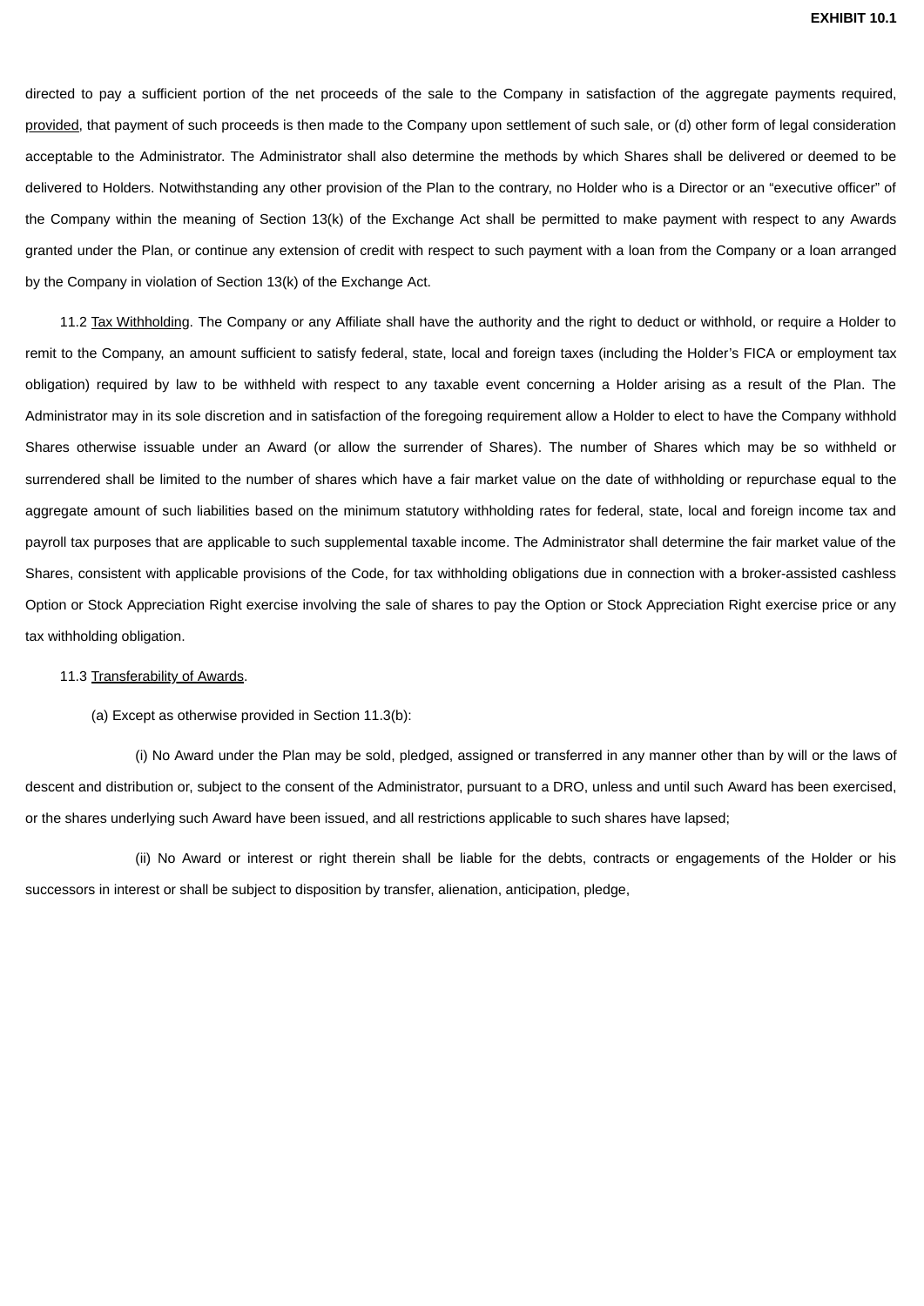directed to pay a sufficient portion of the net proceeds of the sale to the Company in satisfaction of the aggregate payments required, provided, that payment of such proceeds is then made to the Company upon settlement of such sale, or (d) other form of legal consideration acceptable to the Administrator. The Administrator shall also determine the methods by which Shares shall be delivered or deemed to be delivered to Holders. Notwithstanding any other provision of the Plan to the contrary, no Holder who is a Director or an "executive officer" of the Company within the meaning of Section 13(k) of the Exchange Act shall be permitted to make payment with respect to any Awards granted under the Plan, or continue any extension of credit with respect to such payment with a loan from the Company or a loan arranged by the Company in violation of Section 13(k) of the Exchange Act.

11.2 Tax Withholding. The Company or any Affiliate shall have the authority and the right to deduct or withhold, or require a Holder to remit to the Company, an amount sufficient to satisfy federal, state, local and foreign taxes (including the Holder's FICA or employment tax obligation) required by law to be withheld with respect to any taxable event concerning a Holder arising as a result of the Plan. The Administrator may in its sole discretion and in satisfaction of the foregoing requirement allow a Holder to elect to have the Company withhold Shares otherwise issuable under an Award (or allow the surrender of Shares). The number of Shares which may be so withheld or surrendered shall be limited to the number of shares which have a fair market value on the date of withholding or repurchase equal to the aggregate amount of such liabilities based on the minimum statutory withholding rates for federal, state, local and foreign income tax and payroll tax purposes that are applicable to such supplemental taxable income. The Administrator shall determine the fair market value of the Shares, consistent with applicable provisions of the Code, for tax withholding obligations due in connection with a broker-assisted cashless Option or Stock Appreciation Right exercise involving the sale of shares to pay the Option or Stock Appreciation Right exercise price or any tax withholding obligation.

11.3 Transferability of Awards.

(a) Except as otherwise provided in Section 11.3(b):

(i) No Award under the Plan may be sold, pledged, assigned or transferred in any manner other than by will or the laws of descent and distribution or, subject to the consent of the Administrator, pursuant to a DRO, unless and until such Award has been exercised, or the shares underlying such Award have been issued, and all restrictions applicable to such shares have lapsed;

(ii) No Award or interest or right therein shall be liable for the debts, contracts or engagements of the Holder or his successors in interest or shall be subject to disposition by transfer, alienation, anticipation, pledge,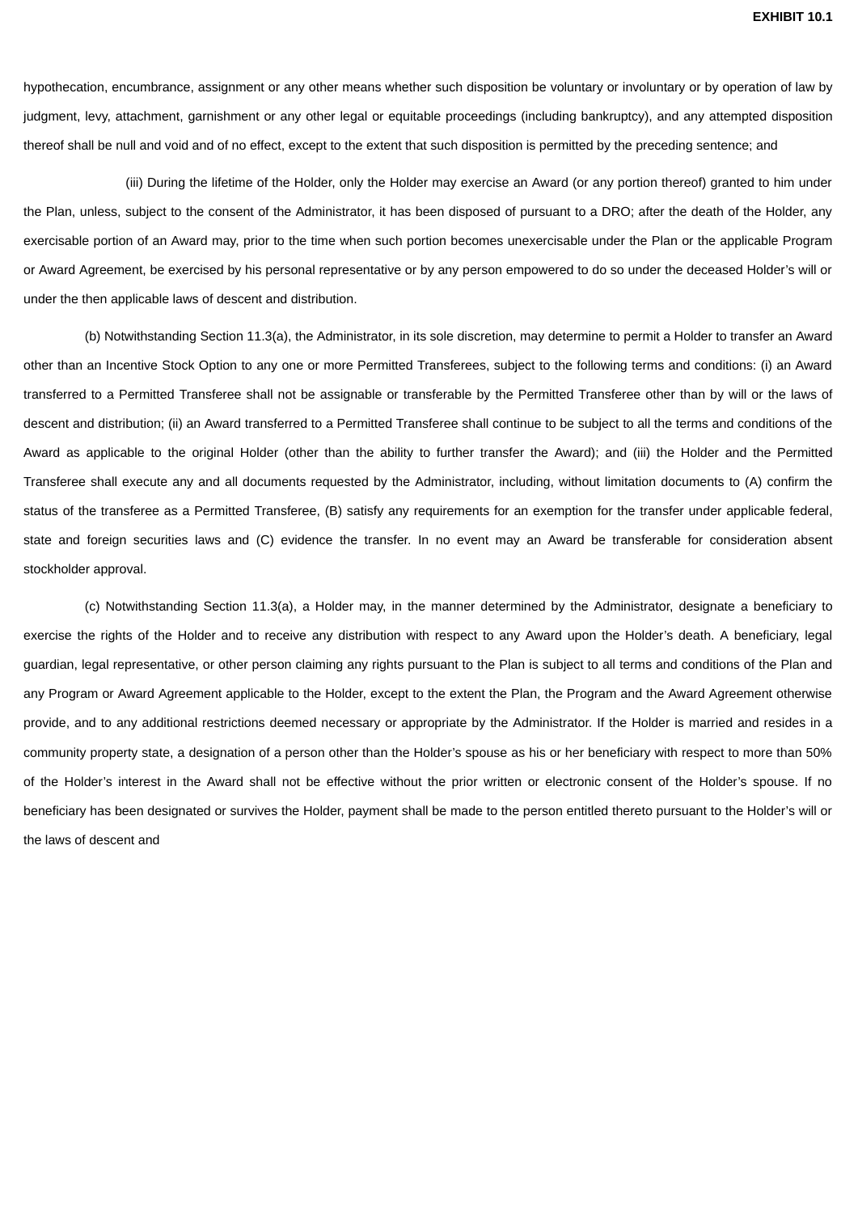hypothecation, encumbrance, assignment or any other means whether such disposition be voluntary or involuntary or by operation of law by judgment, levy, attachment, garnishment or any other legal or equitable proceedings (including bankruptcy), and any attempted disposition thereof shall be null and void and of no effect, except to the extent that such disposition is permitted by the preceding sentence; and

(iii) During the lifetime of the Holder, only the Holder may exercise an Award (or any portion thereof) granted to him under the Plan, unless, subject to the consent of the Administrator, it has been disposed of pursuant to a DRO; after the death of the Holder, any exercisable portion of an Award may, prior to the time when such portion becomes unexercisable under the Plan or the applicable Program or Award Agreement, be exercised by his personal representative or by any person empowered to do so under the deceased Holder's will or under the then applicable laws of descent and distribution.

(b) Notwithstanding Section 11.3(a), the Administrator, in its sole discretion, may determine to permit a Holder to transfer an Award other than an Incentive Stock Option to any one or more Permitted Transferees, subject to the following terms and conditions: (i) an Award transferred to a Permitted Transferee shall not be assignable or transferable by the Permitted Transferee other than by will or the laws of descent and distribution; (ii) an Award transferred to a Permitted Transferee shall continue to be subject to all the terms and conditions of the Award as applicable to the original Holder (other than the ability to further transfer the Award); and (iii) the Holder and the Permitted Transferee shall execute any and all documents requested by the Administrator, including, without limitation documents to (A) confirm the status of the transferee as a Permitted Transferee, (B) satisfy any requirements for an exemption for the transfer under applicable federal, state and foreign securities laws and (C) evidence the transfer. In no event may an Award be transferable for consideration absent stockholder approval.

(c) Notwithstanding Section 11.3(a), a Holder may, in the manner determined by the Administrator, designate a beneficiary to exercise the rights of the Holder and to receive any distribution with respect to any Award upon the Holder's death. A beneficiary, legal guardian, legal representative, or other person claiming any rights pursuant to the Plan is subject to all terms and conditions of the Plan and any Program or Award Agreement applicable to the Holder, except to the extent the Plan, the Program and the Award Agreement otherwise provide, and to any additional restrictions deemed necessary or appropriate by the Administrator. If the Holder is married and resides in a community property state, a designation of a person other than the Holder's spouse as his or her beneficiary with respect to more than 50% of the Holder's interest in the Award shall not be effective without the prior written or electronic consent of the Holder's spouse. If no beneficiary has been designated or survives the Holder, payment shall be made to the person entitled thereto pursuant to the Holder's will or the laws of descent and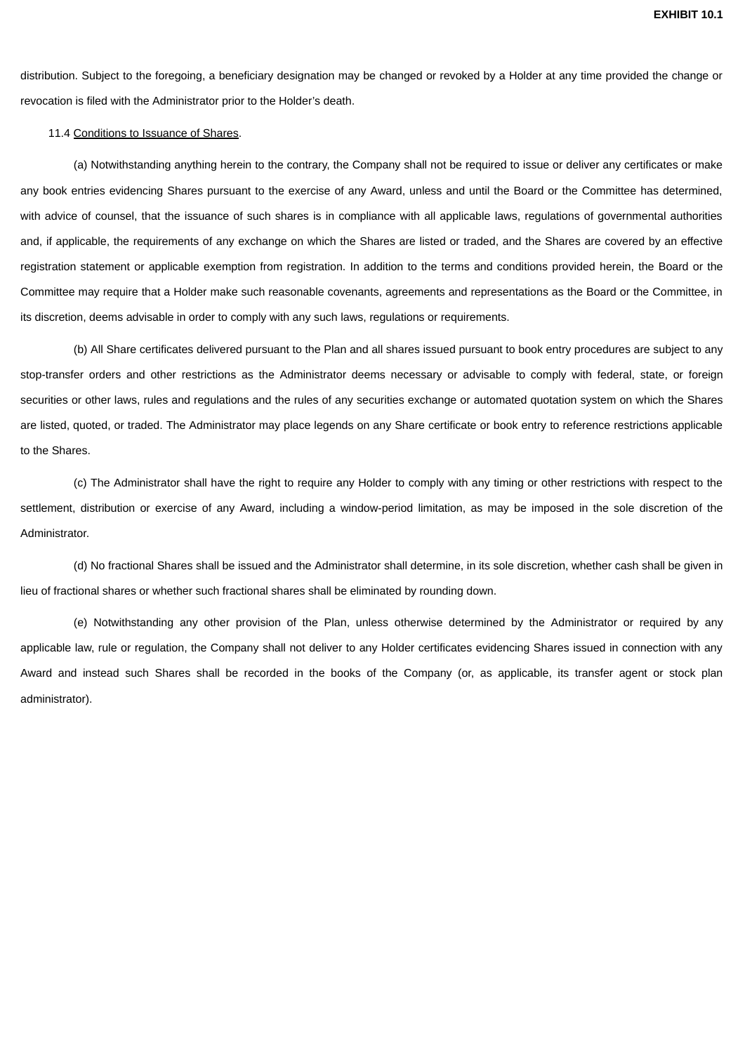distribution. Subject to the foregoing, a beneficiary designation may be changed or revoked by a Holder at any time provided the change or revocation is filed with the Administrator prior to the Holder's death.

11.4 Conditions to Issuance of Shares.

(a) Notwithstanding anything herein to the contrary, the Company shall not be required to issue or deliver any certificates or make any book entries evidencing Shares pursuant to the exercise of any Award, unless and until the Board or the Committee has determined, with advice of counsel, that the issuance of such shares is in compliance with all applicable laws, regulations of governmental authorities and, if applicable, the requirements of any exchange on which the Shares are listed or traded, and the Shares are covered by an effective registration statement or applicable exemption from registration. In addition to the terms and conditions provided herein, the Board or the Committee may require that a Holder make such reasonable covenants, agreements and representations as the Board or the Committee, in its discretion, deems advisable in order to comply with any such laws, regulations or requirements.

(b) All Share certificates delivered pursuant to the Plan and all shares issued pursuant to book entry procedures are subject to any stop-transfer orders and other restrictions as the Administrator deems necessary or advisable to comply with federal, state, or foreign securities or other laws, rules and regulations and the rules of any securities exchange or automated quotation system on which the Shares are listed, quoted, or traded. The Administrator may place legends on any Share certificate or book entry to reference restrictions applicable to the Shares.

(c) The Administrator shall have the right to require any Holder to comply with any timing or other restrictions with respect to the settlement, distribution or exercise of any Award, including a window-period limitation, as may be imposed in the sole discretion of the Administrator.

(d) No fractional Shares shall be issued and the Administrator shall determine, in its sole discretion, whether cash shall be given in lieu of fractional shares or whether such fractional shares shall be eliminated by rounding down.

(e) Notwithstanding any other provision of the Plan, unless otherwise determined by the Administrator or required by any applicable law, rule or regulation, the Company shall not deliver to any Holder certificates evidencing Shares issued in connection with any Award and instead such Shares shall be recorded in the books of the Company (or, as applicable, its transfer agent or stock plan administrator).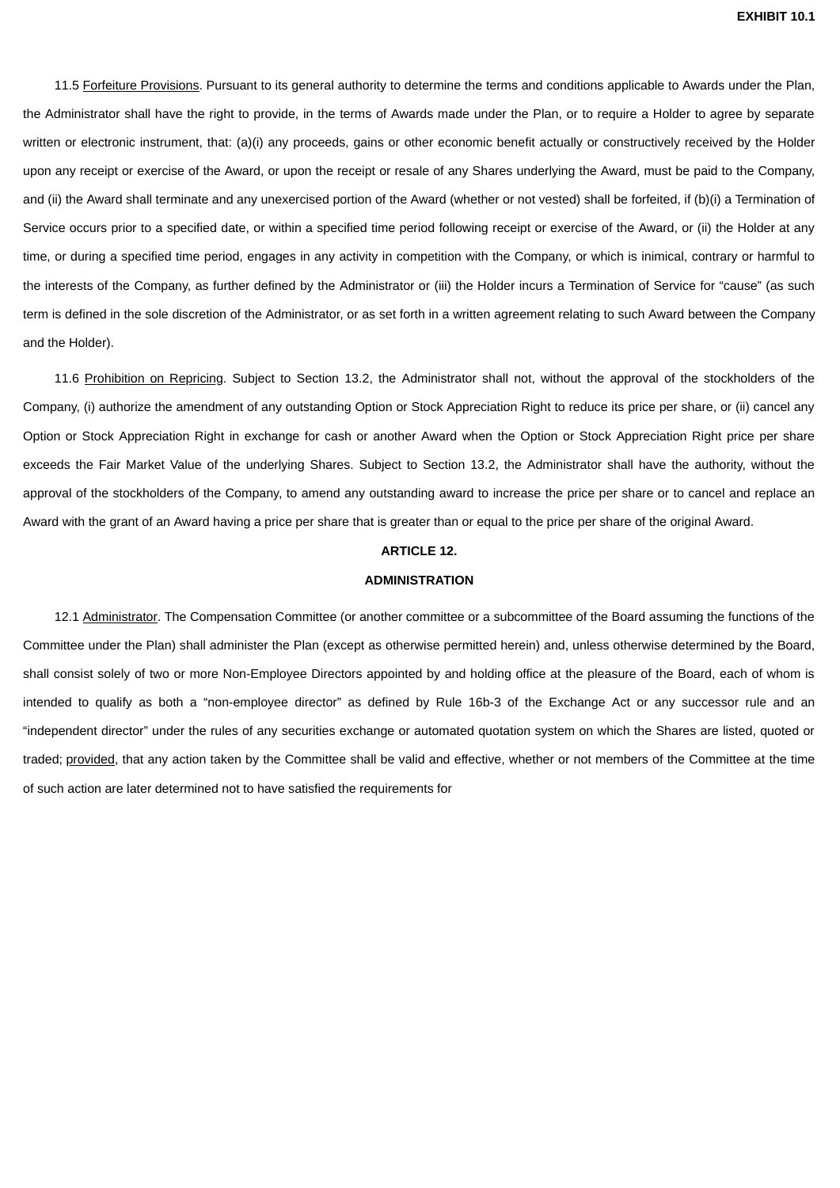11.5 Forfeiture Provisions. Pursuant to its general authority to determine the terms and conditions applicable to Awards under the Plan, the Administrator shall have the right to provide, in the terms of Awards made under the Plan, or to require a Holder to agree by separate written or electronic instrument, that: (a)(i) any proceeds, gains or other economic benefit actually or constructively received by the Holder upon any receipt or exercise of the Award, or upon the receipt or resale of any Shares underlying the Award, must be paid to the Company, and (ii) the Award shall terminate and any unexercised portion of the Award (whether or not vested) shall be forfeited, if (b)(i) a Termination of Service occurs prior to a specified date, or within a specified time period following receipt or exercise of the Award, or (ii) the Holder at any time, or during a specified time period, engages in any activity in competition with the Company, or which is inimical, contrary or harmful to the interests of the Company, as further defined by the Administrator or (iii) the Holder incurs a Termination of Service for "cause" (as such term is defined in the sole discretion of the Administrator, or as set forth in a written agreement relating to such Award between the Company and the Holder).

11.6 Prohibition on Repricing. Subject to Section 13.2, the Administrator shall not, without the approval of the stockholders of the Company, (i) authorize the amendment of any outstanding Option or Stock Appreciation Right to reduce its price per share, or (ii) cancel any Option or Stock Appreciation Right in exchange for cash or another Award when the Option or Stock Appreciation Right price per share exceeds the Fair Market Value of the underlying Shares. Subject to Section 13.2, the Administrator shall have the authority, without the approval of the stockholders of the Company, to amend any outstanding award to increase the price per share or to cancel and replace an Award with the grant of an Award having a price per share that is greater than or equal to the price per share of the original Award.

## ARTICLE 12.

## ADMINISTRATION

12.1 Administrator. The Compensation Committee (or another committee or a subcommittee of the Board assuming the functions of the Committee under the Plan) shall administer the Plan (except as otherwise permitted herein) and, unless otherwise determined by the Board, shall consist solely of two or more Non-Employee Directors appointed by and holding office at the pleasure of the Board, each of whom is intended to qualify as both a "non-employee director" as defined by Rule 16b-3 of the Exchange Act or any successor rule and an "independent director" under the rules of any securities exchange or automated quotation system on which the Shares are listed, quoted or traded; provided, that any action taken by the Committee shall be valid and effective, whether or not members of the Committee at the time of such action are later determined not to have satisfied the requirements for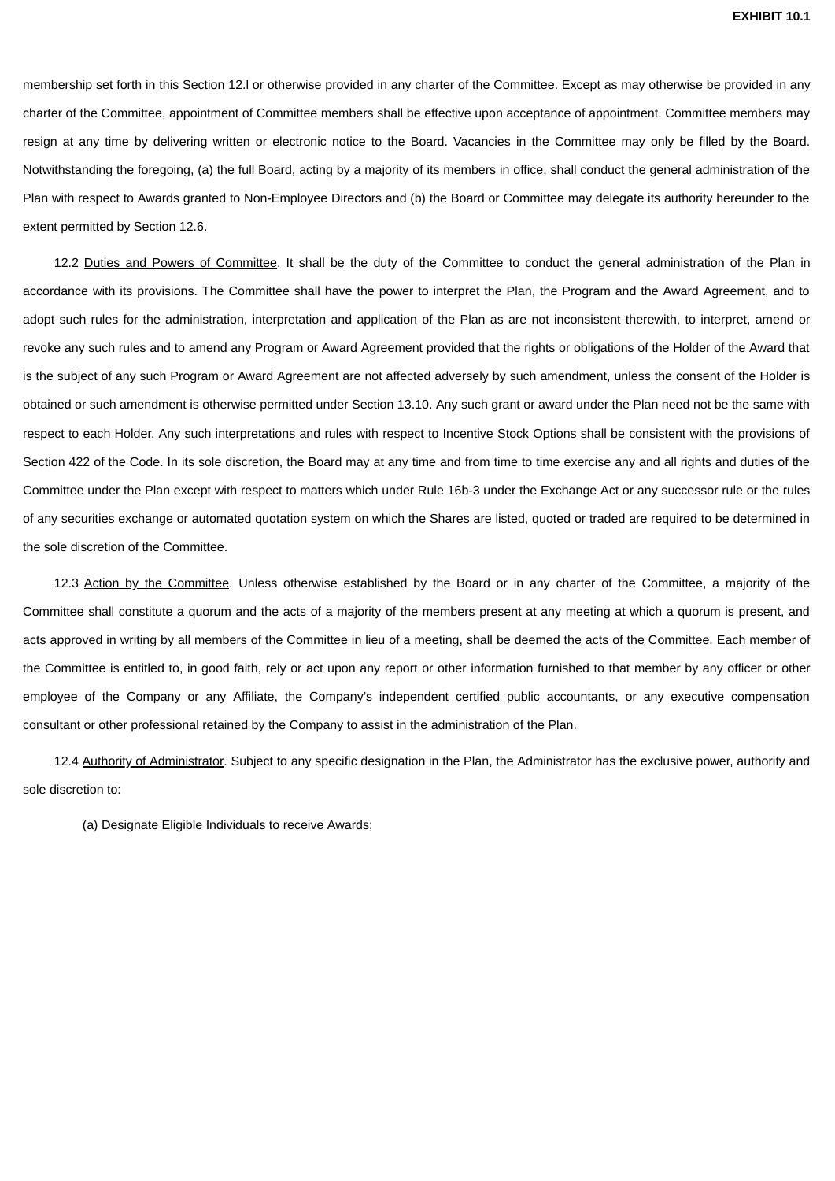membership set forth in this Section 12.l or otherwise provided in any charter of the Committee. Except as may otherwise be provided in any charter of the Committee, appointment of Committee members shall be effective upon acceptance of appointment. Committee members may resign at any time by delivering written or electronic notice to the Board. Vacancies in the Committee may only be filled by the Board. Notwithstanding the foregoing, (a) the full Board, acting by a majority of its members in office, shall conduct the general administration of the Plan with respect to Awards granted to Non-Employee Directors and (b) the Board or Committee may delegate its authority hereunder to the extent permitted by Section 12.6.

12.2 Duties and Powers of Committee. It shall be the duty of the Committee to conduct the general administration of the Plan in accordance with its provisions. The Committee shall have the power to interpret the Plan, the Program and the Award Agreement, and to adopt such rules for the administration, interpretation and application of the Plan as are not inconsistent therewith, to interpret, amend or revoke any such rules and to amend any Program or Award Agreement provided that the rights or obligations of the Holder of the Award that is the subject of any such Program or Award Agreement are not affected adversely by such amendment, unless the consent of the Holder is obtained or such amendment is otherwise permitted under Section 13.10. Any such grant or award under the Plan need not be the same with respect to each Holder. Any such interpretations and rules with respect to Incentive Stock Options shall be consistent with the provisions of Section 422 of the Code. In its sole discretion, the Board may at any time and from time to time exercise any and all rights and duties of the Committee under the Plan except with respect to matters which under Rule 16b-3 under the Exchange Act or any successor rule or the rules of any securities exchange or automated quotation system on which the Shares are listed, quoted or traded are required to be determined in the sole discretion of the Committee.

12.3 Action by the Committee. Unless otherwise established by the Board or in any charter of the Committee, a majority of the Committee shall constitute a quorum and the acts of a majority of the members present at any meeting at which a quorum is present, and acts approved in writing by all members of the Committee in lieu of a meeting, shall be deemed the acts of the Committee. Each member of the Committee is entitled to, in good faith, rely or act upon any report or other information furnished to that member by any officer or other employee of the Company or any Affiliate, the Company's independent certified public accountants, or any executive compensation consultant or other professional retained by the Company to assist in the administration of the Plan.

12.4 Authority of Administrator. Subject to any specific designation in the Plan, the Administrator has the exclusive power, authority and sole discretion to:

(a) Designate Eligible Individuals to receive Awards;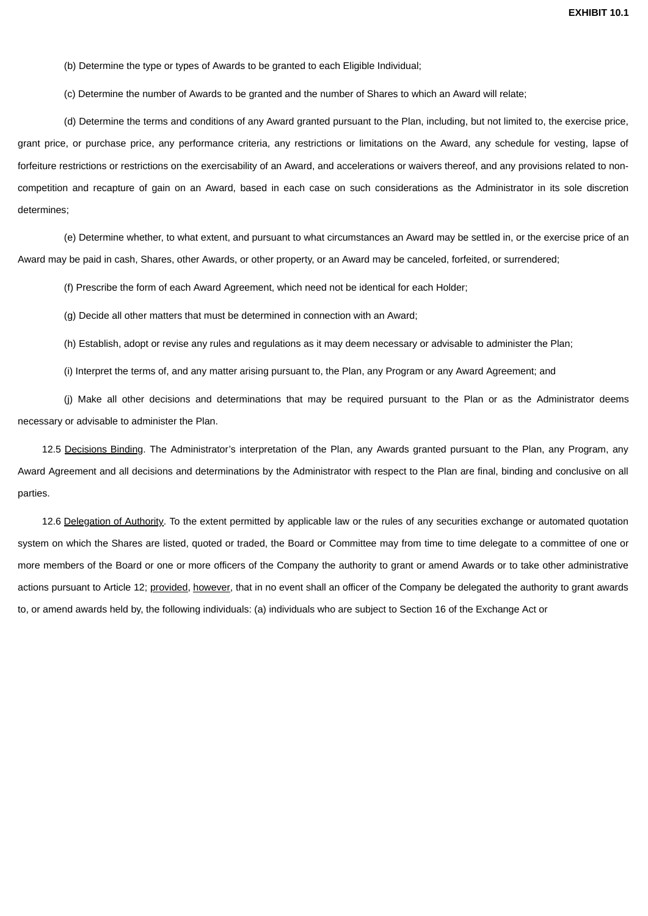(b) Determine the type or types of Awards to be granted to each Eligible Individual;

(c) Determine the number of Awards to be granted and the number of Shares to which an Award will relate;

(d) Determine the terms and conditions of any Award granted pursuant to the Plan, including, but not limited to, the exercise price, grant price, or purchase price, any performance criteria, any restrictions or limitations on the Award, any schedule for vesting, lapse of forfeiture restrictions or restrictions on the exercisability of an Award, and accelerations or waivers thereof, and any provisions related to non-competition and recapture of gain on an Award, based in each case on such considerations as the Administrator in its sole discretion determines;

(e) Determine whether, to what extent, and pursuant to what circumstances an Award may be settled in, or the exercise price of an Award may be paid in cash, Shares, other Awards, or other property, or an Award may be canceled, forfeited, or surrendered;

(f) Prescribe the form of each Award Agreement, which need not be identical for each Holder;

(g) Decide all other matters that must be determined in connection with an Award;

(h) Establish, adopt or revise any rules and regulations as it may deem necessary or advisable to administer the Plan;

(i) Interpret the terms of, and any matter arising pursuant to, the Plan, any Program or any Award Agreement; and

(j) Make all other decisions and determinations that may be required pursuant to the Plan or as the Administrator deems necessary or advisable to administer the Plan.

12.5 Decisions Binding. The Administrator's interpretation of the Plan, any Awards granted pursuant to the Plan, any Program, any Award Agreement and all decisions and determinations by the Administrator with respect to the Plan are final, binding and conclusive on all parties.

12.6 Delegation of Authority. To the extent permitted by applicable law or the rules of any securities exchange or automated quotation system on which the Shares are listed, quoted or traded, the Board or Committee may from time to time delegate to a committee of one or more members of the Board or one or more officers of the Company the authority to grant or amend Awards or to take other administrative actions pursuant to Article 12; provided, however, that in no event shall an officer of the Company be delegated the authority to grant awards to, or amend awards held by, the following individuals: (a) individuals who are subject to Section 16 of the Exchange Act or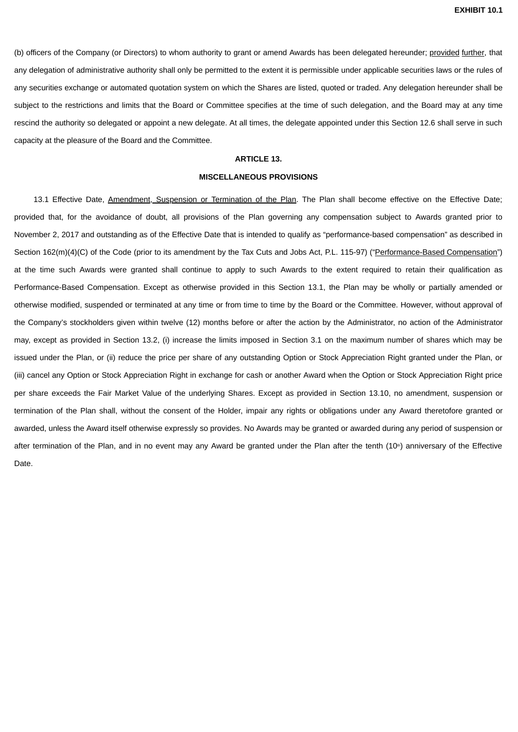(b) officers of the Company (or Directors) to whom authority to grant or amend Awards has been delegated hereunder; provided further, that any delegation of administrative authority shall only be permitted to the extent it is permissible under applicable securities laws or the rules of any securities exchange or automated quotation system on which the Shares are listed, quoted or traded. Any delegation hereunder shall be subject to the restrictions and limits that the Board or Committee specifies at the time of such delegation, and the Board may at any time rescind the authority so delegated or appoint a new delegate. At all times, the delegate appointed under this Section 12.6 shall serve in such capacity at the pleasure of the Board and the Committee.

## ARTICLE 13.

## MISCELLANEOUS PROVISIONS

13.1 Effective Date, Amendment, Suspension or Termination of the Plan. The Plan shall become effective on the Effective Date; provided that, for the avoidance of doubt, all provisions of the Plan governing any compensation subject to Awards granted prior to November 2, 2017 and outstanding as of the Effective Date that is intended to qualify as "performance-based compensation" as described in Section 162(m)(4)(C) of the Code (prior to its amendment by the Tax Cuts and Jobs Act, P.L. 115-97) ("Performance-Based Compensation") at the time such Awards were granted shall continue to apply to such Awards to the extent required to retain their qualification as Performance-Based Compensation. Except as otherwise provided in this Section 13.1, the Plan may be wholly or partially amended or otherwise modified, suspended or terminated at any time or from time to time by the Board or the Committee. However, without approval of the Company's stockholders given within twelve (12) months before or after the action by the Administrator, no action of the Administrator may, except as provided in Section 13.2, (i) increase the limits imposed in Section 3.1 on the maximum number of shares which may be issued under the Plan, or (ii) reduce the price per share of any outstanding Option or Stock Appreciation Right granted under the Plan, or (iii) cancel any Option or Stock Appreciation Right in exchange for cash or another Award when the Option or Stock Appreciation Right price per share exceeds the Fair Market Value of the underlying Shares. Except as provided in Section 13.10, no amendment, suspension or termination of the Plan shall, without the consent of the Holder, impair any rights or obligations under any Award theretofore granted or awarded, unless the Award itself otherwise expressly so provides. No Awards may be granted or awarded during any period of suspension or after termination of the Plan, and in no event may any Award be granted under the Plan after the tenth (10th) anniversary of the Effective Date.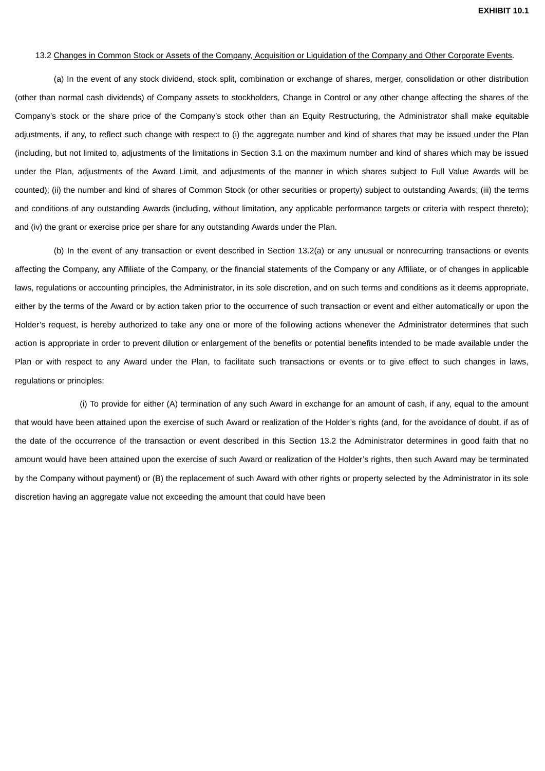13.2 Changes in Common Stock or Assets of the Company, Acquisition or Liquidation of the Company and Other Corporate Events.

(a) In the event of any stock dividend, stock split, combination or exchange of shares, merger, consolidation or other distribution (other than normal cash dividends) of Company assets to stockholders, Change in Control or any other change affecting the shares of the Company's stock or the share price of the Company's stock other than an Equity Restructuring, the Administrator shall make equitable adjustments, if any, to reflect such change with respect to (i) the aggregate number and kind of shares that may be issued under the Plan (including, but not limited to, adjustments of the limitations in Section 3.1 on the maximum number and kind of shares which may be issued under the Plan, adjustments of the Award Limit, and adjustments of the manner in which shares subject to Full Value Awards will be counted); (ii) the number and kind of shares of Common Stock (or other securities or property) subject to outstanding Awards; (iii) the terms and conditions of any outstanding Awards (including, without limitation, any applicable performance targets or criteria with respect thereto); and (iv) the grant or exercise price per share for any outstanding Awards under the Plan.

(b) In the event of any transaction or event described in Section 13.2(a) or any unusual or nonrecurring transactions or events affecting the Company, any Affiliate of the Company, or the financial statements of the Company or any Affiliate, or of changes in applicable laws, regulations or accounting principles, the Administrator, in its sole discretion, and on such terms and conditions as it deems appropriate, either by the terms of the Award or by action taken prior to the occurrence of such transaction or event and either automatically or upon the Holder's request, is hereby authorized to take any one or more of the following actions whenever the Administrator determines that such action is appropriate in order to prevent dilution or enlargement of the benefits or potential benefits intended to be made available under the Plan or with respect to any Award under the Plan, to facilitate such transactions or events or to give effect to such changes in laws, regulations or principles:

(i) To provide for either (A) termination of any such Award in exchange for an amount of cash, if any, equal to the amount that would have been attained upon the exercise of such Award or realization of the Holder's rights (and, for the avoidance of doubt, if as of the date of the occurrence of the transaction or event described in this Section 13.2 the Administrator determines in good faith that no amount would have been attained upon the exercise of such Award or realization of the Holder's rights, then such Award may be terminated by the Company without payment) or (B) the replacement of such Award with other rights or property selected by the Administrator in its sole discretion having an aggregate value not exceeding the amount that could have been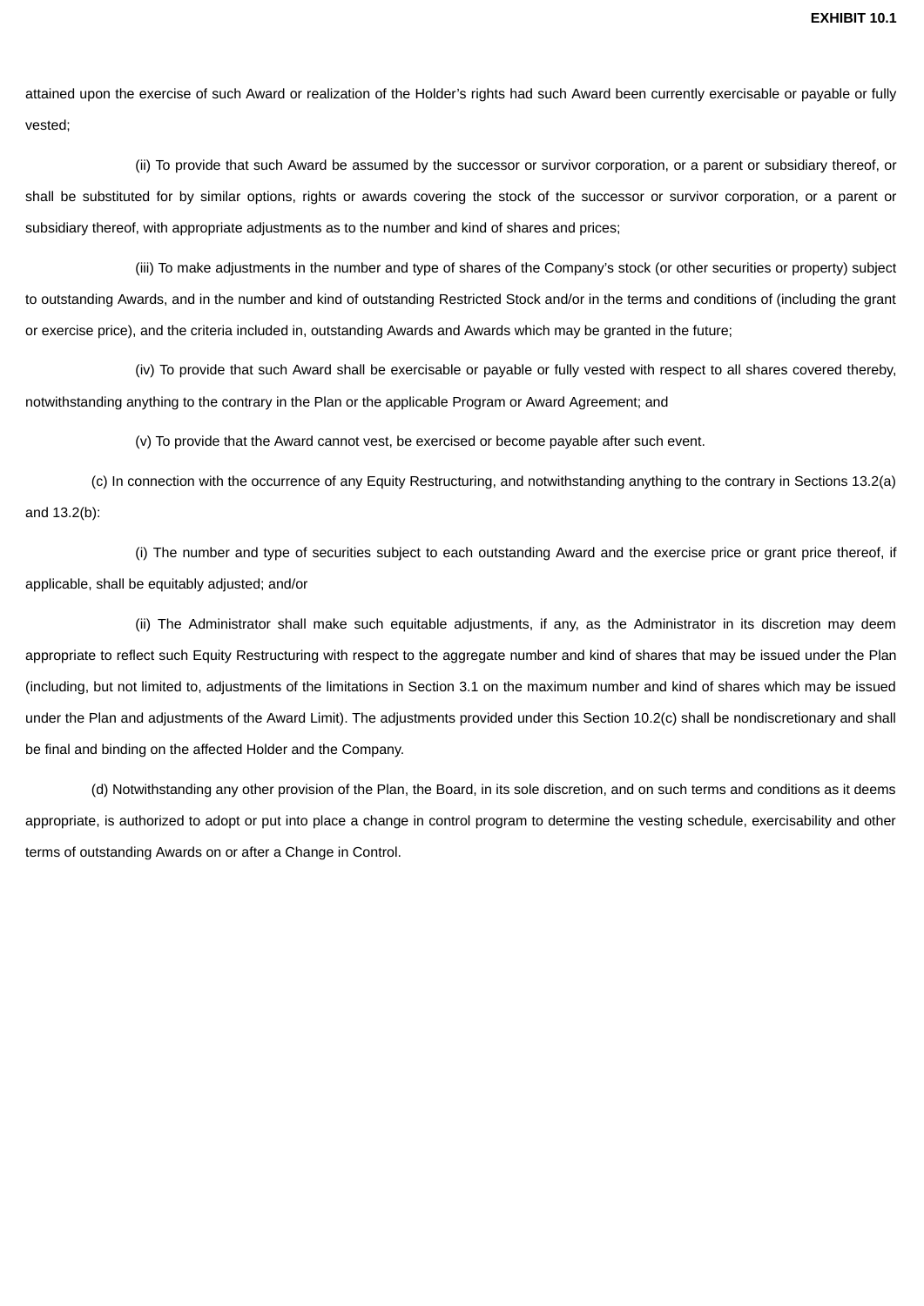attained upon the exercise of such Award or realization of the Holder's rights had such Award been currently exercisable or payable or fully vested;

(ii) To provide that such Award be assumed by the successor or survivor corporation, or a parent or subsidiary thereof, or shall be substituted for by similar options, rights or awards covering the stock of the successor or survivor corporation, or a parent or subsidiary thereof, with appropriate adjustments as to the number and kind of shares and prices;

(iii) To make adjustments in the number and type of shares of the Company's stock (or other securities or property) subject to outstanding Awards, and in the number and kind of outstanding Restricted Stock and/or in the terms and conditions of (including the grant or exercise price), and the criteria included in, outstanding Awards and Awards which may be granted in the future;

(iv) To provide that such Award shall be exercisable or payable or fully vested with respect to all shares covered thereby, notwithstanding anything to the contrary in the Plan or the applicable Program or Award Agreement; and

(v) To provide that the Award cannot vest, be exercised or become payable after such event.

(c) In connection with the occurrence of any Equity Restructuring, and notwithstanding anything to the contrary in Sections 13.2(a) and 13.2(b):

(i) The number and type of securities subject to each outstanding Award and the exercise price or grant price thereof, if applicable, shall be equitably adjusted; and/or

(ii) The Administrator shall make such equitable adjustments, if any, as the Administrator in its discretion may deem appropriate to reflect such Equity Restructuring with respect to the aggregate number and kind of shares that may be issued under the Plan (including, but not limited to, adjustments of the limitations in Section 3.1 on the maximum number and kind of shares which may be issued under the Plan and adjustments of the Award Limit). The adjustments provided under this Section 10.2(c) shall be nondiscretionary and shall be final and binding on the affected Holder and the Company.

(d) Notwithstanding any other provision of the Plan, the Board, in its sole discretion, and on such terms and conditions as it deems appropriate, is authorized to adopt or put into place a change in control program to determine the vesting schedule, exercisability and other terms of outstanding Awards on or after a Change in Control.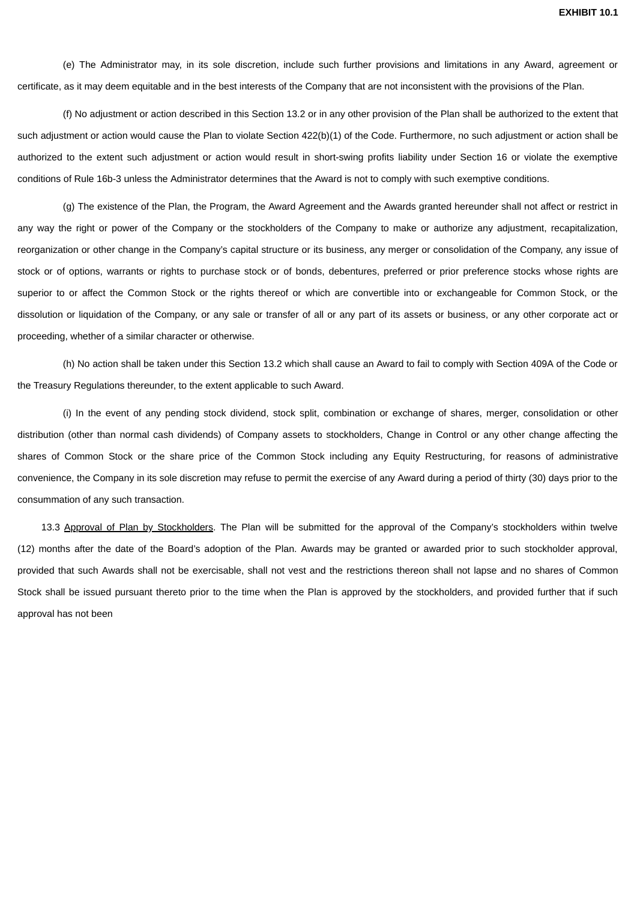(e) The Administrator may, in its sole discretion, include such further provisions and limitations in any Award, agreement or certificate, as it may deem equitable and in the best interests of the Company that are not inconsistent with the provisions of the Plan.

(f) No adjustment or action described in this Section 13.2 or in any other provision of the Plan shall be authorized to the extent that such adjustment or action would cause the Plan to violate Section 422(b)(1) of the Code. Furthermore, no such adjustment or action shall be authorized to the extent such adjustment or action would result in short-swing profits liability under Section 16 or violate the exemptive conditions of Rule 16b-3 unless the Administrator determines that the Award is not to comply with such exemptive conditions.

(g) The existence of the Plan, the Program, the Award Agreement and the Awards granted hereunder shall not affect or restrict in any way the right or power of the Company or the stockholders of the Company to make or authorize any adjustment, recapitalization, reorganization or other change in the Company's capital structure or its business, any merger or consolidation of the Company, any issue of stock or of options, warrants or rights to purchase stock or of bonds, debentures, preferred or prior preference stocks whose rights are superior to or affect the Common Stock or the rights thereof or which are convertible into or exchangeable for Common Stock, or the dissolution or liquidation of the Company, or any sale or transfer of all or any part of its assets or business, or any other corporate act or proceeding, whether of a similar character or otherwise.

(h) No action shall be taken under this Section 13.2 which shall cause an Award to fail to comply with Section 409A of the Code or the Treasury Regulations thereunder, to the extent applicable to such Award.

(i) In the event of any pending stock dividend, stock split, combination or exchange of shares, merger, consolidation or other distribution (other than normal cash dividends) of Company assets to stockholders, Change in Control or any other change affecting the shares of Common Stock or the share price of the Common Stock including any Equity Restructuring, for reasons of administrative convenience, the Company in its sole discretion may refuse to permit the exercise of any Award during a period of thirty (30) days prior to the consummation of any such transaction.

13.3 Approval of Plan by Stockholders. The Plan will be submitted for the approval of the Company's stockholders within twelve (12) months after the date of the Board's adoption of the Plan. Awards may be granted or awarded prior to such stockholder approval, provided that such Awards shall not be exercisable, shall not vest and the restrictions thereon shall not lapse and no shares of Common Stock shall be issued pursuant thereto prior to the time when the Plan is approved by the stockholders, and provided further that if such approval has not been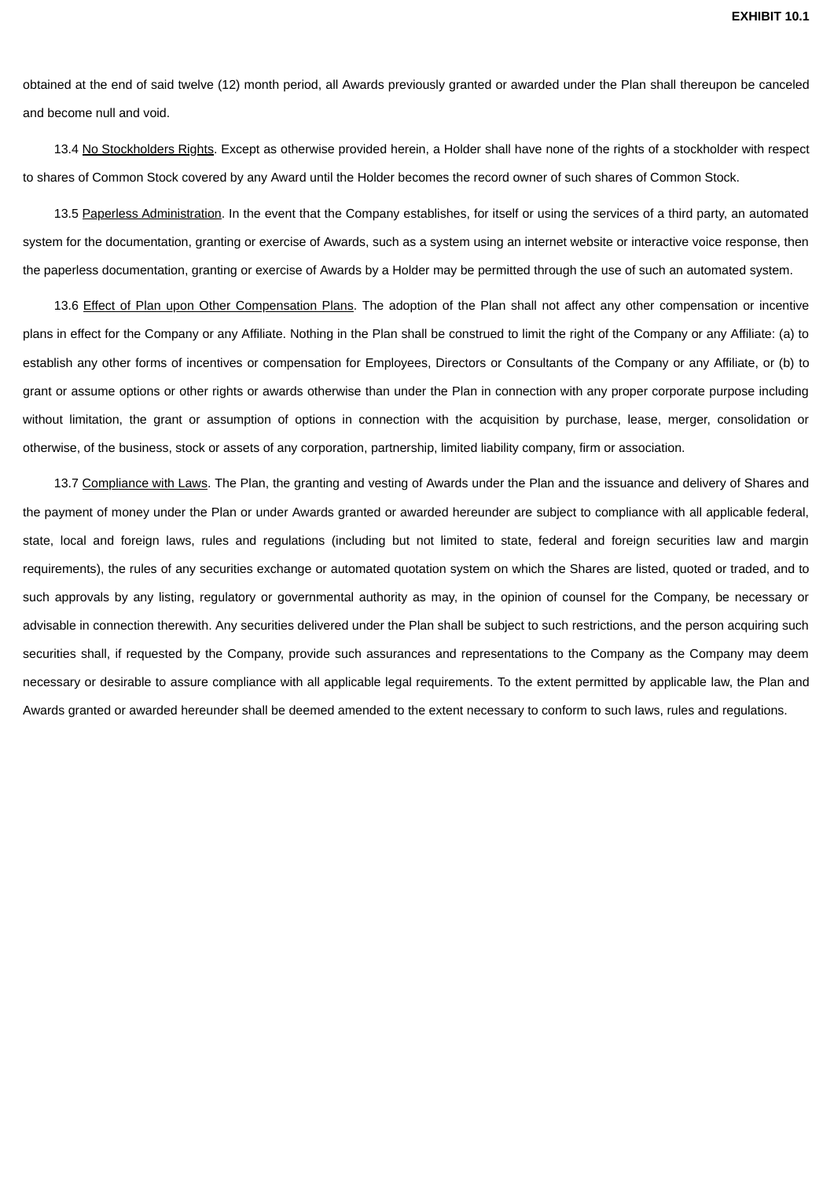obtained at the end of said twelve (12) month period, all Awards previously granted or awarded under the Plan shall thereupon be canceled and become null and void.

13.4 No Stockholders Rights. Except as otherwise provided herein, a Holder shall have none of the rights of a stockholder with respect to shares of Common Stock covered by any Award until the Holder becomes the record owner of such shares of Common Stock.

13.5 Paperless Administration. In the event that the Company establishes, for itself or using the services of a third party, an automated system for the documentation, granting or exercise of Awards, such as a system using an internet website or interactive voice response, then the paperless documentation, granting or exercise of Awards by a Holder may be permitted through the use of such an automated system.

13.6 Effect of Plan upon Other Compensation Plans. The adoption of the Plan shall not affect any other compensation or incentive plans in effect for the Company or any Affiliate. Nothing in the Plan shall be construed to limit the right of the Company or any Affiliate: (a) to establish any other forms of incentives or compensation for Employees, Directors or Consultants of the Company or any Affiliate, or (b) to grant or assume options or other rights or awards otherwise than under the Plan in connection with any proper corporate purpose including without limitation, the grant or assumption of options in connection with the acquisition by purchase, lease, merger, consolidation or otherwise, of the business, stock or assets of any corporation, partnership, limited liability company, firm or association.

13.7 Compliance with Laws. The Plan, the granting and vesting of Awards under the Plan and the issuance and delivery of Shares and the payment of money under the Plan or under Awards granted or awarded hereunder are subject to compliance with all applicable federal, state, local and foreign laws, rules and regulations (including but not limited to state, federal and foreign securities law and margin requirements), the rules of any securities exchange or automated quotation system on which the Shares are listed, quoted or traded, and to such approvals by any listing, regulatory or governmental authority as may, in the opinion of counsel for the Company, be necessary or advisable in connection therewith. Any securities delivered under the Plan shall be subject to such restrictions, and the person acquiring such securities shall, if requested by the Company, provide such assurances and representations to the Company as the Company may deem necessary or desirable to assure compliance with all applicable legal requirements. To the extent permitted by applicable law, the Plan and Awards granted or awarded hereunder shall be deemed amended to the extent necessary to conform to such laws, rules and regulations.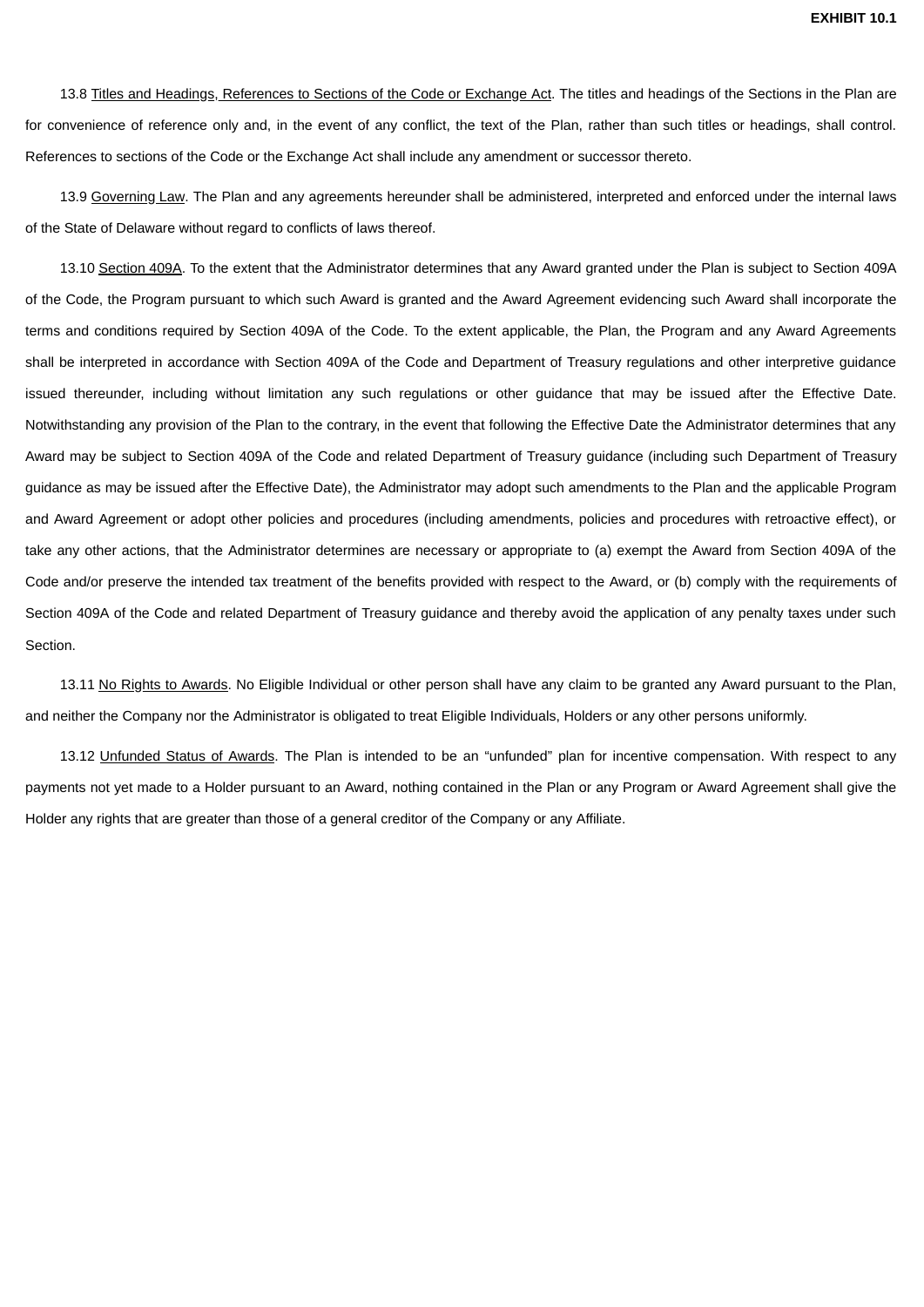13.8 Titles and Headings, References to Sections of the Code or Exchange Act. The titles and headings of the Sections in the Plan are for convenience of reference only and, in the event of any conflict, the text of the Plan, rather than such titles or headings, shall control. References to sections of the Code or the Exchange Act shall include any amendment or successor thereto.

13.9 Governing Law. The Plan and any agreements hereunder shall be administered, interpreted and enforced under the internal laws of the State of Delaware without regard to conflicts of laws thereof.

13.10 Section 409A. To the extent that the Administrator determines that any Award granted under the Plan is subject to Section 409A of the Code, the Program pursuant to which such Award is granted and the Award Agreement evidencing such Award shall incorporate the terms and conditions required by Section 409A of the Code. To the extent applicable, the Plan, the Program and any Award Agreements shall be interpreted in accordance with Section 409A of the Code and Department of Treasury regulations and other interpretive guidance issued thereunder, including without limitation any such regulations or other guidance that may be issued after the Effective Date. Notwithstanding any provision of the Plan to the contrary, in the event that following the Effective Date the Administrator determines that any Award may be subject to Section 409A of the Code and related Department of Treasury guidance (including such Department of Treasury guidance as may be issued after the Effective Date), the Administrator may adopt such amendments to the Plan and the applicable Program and Award Agreement or adopt other policies and procedures (including amendments, policies and procedures with retroactive effect), or take any other actions, that the Administrator determines are necessary or appropriate to (a) exempt the Award from Section 409A of the Code and/or preserve the intended tax treatment of the benefits provided with respect to the Award, or (b) comply with the requirements of Section 409A of the Code and related Department of Treasury guidance and thereby avoid the application of any penalty taxes under such Section.

13.11 No Rights to Awards. No Eligible Individual or other person shall have any claim to be granted any Award pursuant to the Plan, and neither the Company nor the Administrator is obligated to treat Eligible Individuals, Holders or any other persons uniformly.

13.12 Unfunded Status of Awards. The Plan is intended to be an "unfunded" plan for incentive compensation. With respect to any payments not yet made to a Holder pursuant to an Award, nothing contained in the Plan or any Program or Award Agreement shall give the Holder any rights that are greater than those of a general creditor of the Company or any Affiliate.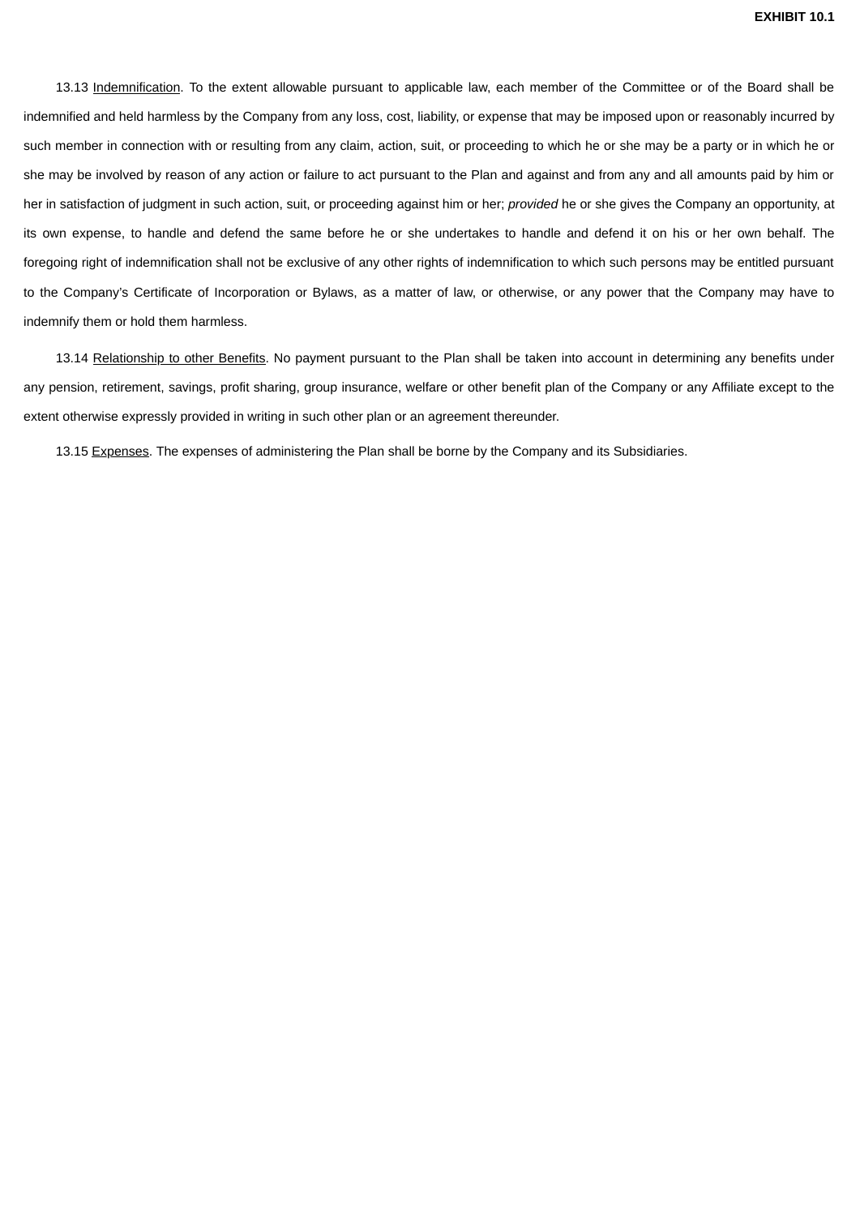13.13 Indemnification. To the extent allowable pursuant to applicable law, each member of the Committee or of the Board shall be indemnified and held harmless by the Company from any loss, cost, liability, or expense that may be imposed upon or reasonably incurred by such member in connection with or resulting from any claim, action, suit, or proceeding to which he or she may be a party or in which he or she may be involved by reason of any action or failure to act pursuant to the Plan and against and from any and all amounts paid by him or her in satisfaction of judgment in such action, suit, or proceeding against him or her; *provided* he or she gives the Company an opportunity, at its own expense, to handle and defend the same before he or she undertakes to handle and defend it on his or her own behalf. The foregoing right of indemnification shall not be exclusive of any other rights of indemnification to which such persons may be entitled pursuant to the Company's Certificate of Incorporation or Bylaws, as a matter of law, or otherwise, or any power that the Company may have to indemnify them or hold them harmless.

13.14 Relationship to other Benefits. No payment pursuant to the Plan shall be taken into account in determining any benefits under any pension, retirement, savings, profit sharing, group insurance, welfare or other benefit plan of the Company or any Affiliate except to the extent otherwise expressly provided in writing in such other plan or an agreement thereunder.

13.15 Expenses. The expenses of administering the Plan shall be borne by the Company and its Subsidiaries.